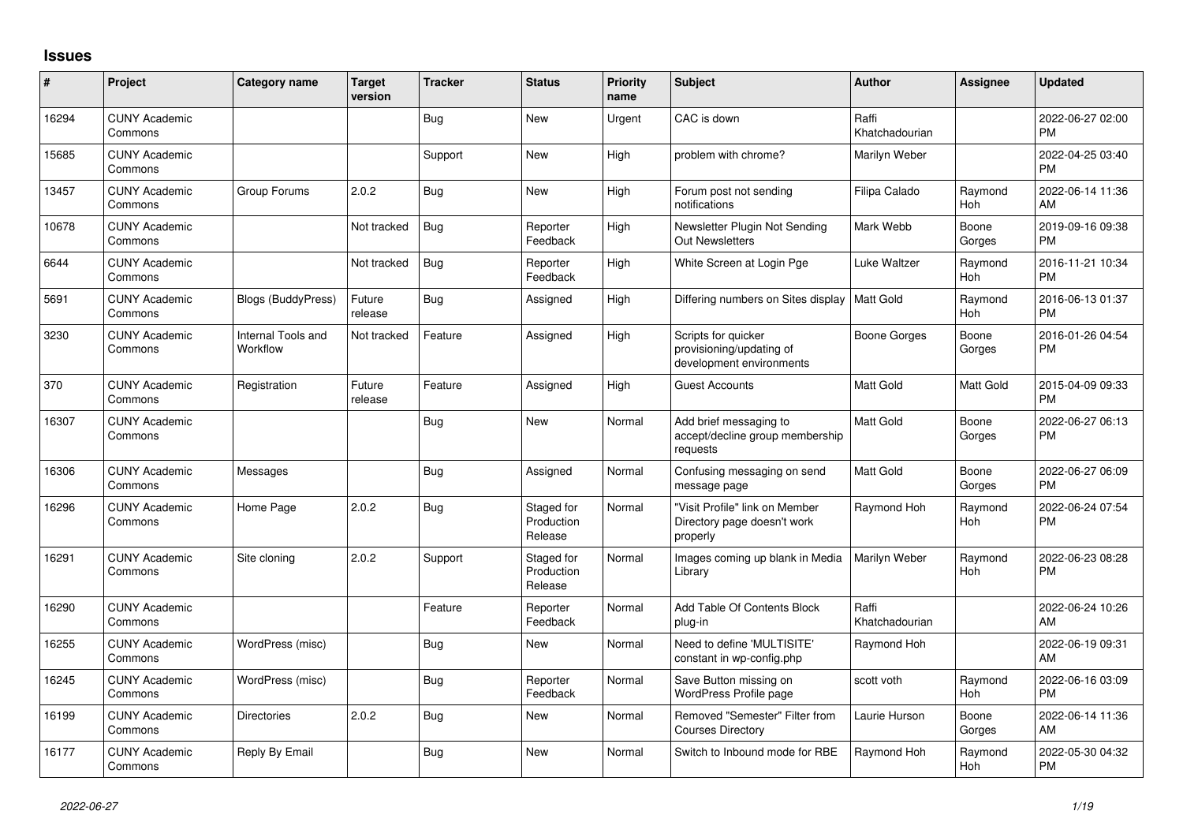## Issues

| # | Project | Category name | Target version | Tracker | Status | Priority name | Subject | Author | Assignee | Updated |
|---|---|---|---|---|---|---|---|---|---|---|
| 16294 | CUNY Academic Commons | | | Bug | New | Urgent | CAC is down | Raffi Khatchadourian | | 2022-06-27 02:00 PM |
| 15685 | CUNY Academic Commons | | | Support | New | High | problem with chrome? | Marilyn Weber | | 2022-04-25 03:40 PM |
| 13457 | CUNY Academic Commons | Group Forums | 2.0.2 | Bug | New | High | Forum post not sending notifications | Filipa Calado | Raymond Hoh | 2022-06-14 11:36 AM |
| 10678 | CUNY Academic Commons | | Not tracked | Bug | Reporter Feedback | High | Newsletter Plugin Not Sending Out Newsletters | Mark Webb | Boone Gorges | 2019-09-16 09:38 PM |
| 6644 | CUNY Academic Commons | | Not tracked | Bug | Reporter Feedback | High | White Screen at Login Pge | Luke Waltzer | Raymond Hoh | 2016-11-21 10:34 PM |
| 5691 | CUNY Academic Commons | Blogs (BuddyPress) | Future release | Bug | Assigned | High | Differing numbers on Sites display | Matt Gold | Raymond Hoh | 2016-06-13 01:37 PM |
| 3230 | CUNY Academic Commons | Internal Tools and Workflow | Not tracked | Feature | Assigned | High | Scripts for quicker provisioning/updating of development environments | Boone Gorges | Boone Gorges | 2016-01-26 04:54 PM |
| 370 | CUNY Academic Commons | Registration | Future release | Feature | Assigned | High | Guest Accounts | Matt Gold | Matt Gold | 2015-04-09 09:33 PM |
| 16307 | CUNY Academic Commons | | | Bug | New | Normal | Add brief messaging to accept/decline group membership requests | Matt Gold | Boone Gorges | 2022-06-27 06:13 PM |
| 16306 | CUNY Academic Commons | Messages | | Bug | Assigned | Normal | Confusing messaging on send message page | Matt Gold | Boone Gorges | 2022-06-27 06:09 PM |
| 16296 | CUNY Academic Commons | Home Page | 2.0.2 | Bug | Staged for Production Release | Normal | "Visit Profile" link on Member Directory page doesn't work properly | Raymond Hoh | Raymond Hoh | 2022-06-24 07:54 PM |
| 16291 | CUNY Academic Commons | Site cloning | 2.0.2 | Support | Staged for Production Release | Normal | Images coming up blank in Media Library | Marilyn Weber | Raymond Hoh | 2022-06-23 08:28 PM |
| 16290 | CUNY Academic Commons | | | Feature | Reporter Feedback | Normal | Add Table Of Contents Block plug-in | Raffi Khatchadourian | | 2022-06-24 10:26 AM |
| 16255 | CUNY Academic Commons | WordPress (misc) | | Bug | New | Normal | Need to define 'MULTISITE' constant in wp-config.php | Raymond Hoh | | 2022-06-19 09:31 AM |
| 16245 | CUNY Academic Commons | WordPress (misc) | | Bug | Reporter Feedback | Normal | Save Button missing on WordPress Profile page | scott voth | Raymond Hoh | 2022-06-16 03:09 PM |
| 16199 | CUNY Academic Commons | Directories | 2.0.2 | Bug | New | Normal | Removed "Semester" Filter from Courses Directory | Laurie Hurson | Boone Gorges | 2022-06-14 11:36 AM |
| 16177 | CUNY Academic Commons | Reply By Email | | Bug | New | Normal | Switch to Inbound mode for RBE | Raymond Hoh | Raymond Hoh | 2022-05-30 04:32 PM |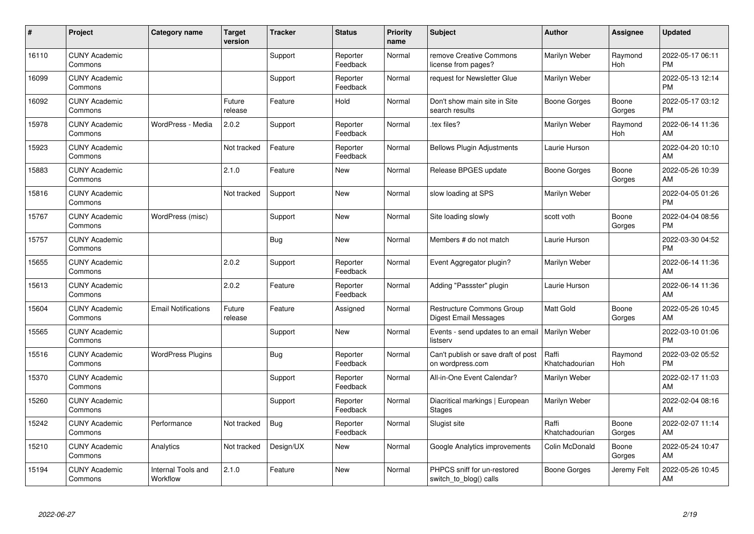| # | Project | Category name | Target version | Tracker | Status | Priority name | Subject | Author | Assignee | Updated |
|---|---|---|---|---|---|---|---|---|---|---|
| 16110 | CUNY Academic Commons | | | Support | Reporter Feedback | Normal | remove Creative Commons license from pages? | Marilyn Weber | Raymond Hoh | 2022-05-17 06:11 PM |
| 16099 | CUNY Academic Commons | | | Support | Reporter Feedback | Normal | request for Newsletter Glue | Marilyn Weber | | 2022-05-13 12:14 PM |
| 16092 | CUNY Academic Commons | | Future release | Feature | Hold | Normal | Don't show main site in Site search results | Boone Gorges | Boone Gorges | 2022-05-17 03:12 PM |
| 15978 | CUNY Academic Commons | WordPress - Media | 2.0.2 | Support | Reporter Feedback | Normal | .tex files? | Marilyn Weber | Raymond Hoh | 2022-06-14 11:36 AM |
| 15923 | CUNY Academic Commons | | Not tracked | Feature | Reporter Feedback | Normal | Bellows Plugin Adjustments | Laurie Hurson | | 2022-04-20 10:10 AM |
| 15883 | CUNY Academic Commons | | 2.1.0 | Feature | New | Normal | Release BPGES update | Boone Gorges | Boone Gorges | 2022-05-26 10:39 AM |
| 15816 | CUNY Academic Commons | | Not tracked | Support | New | Normal | slow loading at SPS | Marilyn Weber | | 2022-04-05 01:26 PM |
| 15767 | CUNY Academic Commons | WordPress (misc) | | Support | New | Normal | Site loading slowly | scott voth | Boone Gorges | 2022-04-04 08:56 PM |
| 15757 | CUNY Academic Commons | | | Bug | New | Normal | Members # do not match | Laurie Hurson | | 2022-03-30 04:52 PM |
| 15655 | CUNY Academic Commons | | 2.0.2 | Support | Reporter Feedback | Normal | Event Aggregator plugin? | Marilyn Weber | | 2022-06-14 11:36 AM |
| 15613 | CUNY Academic Commons | | 2.0.2 | Feature | Reporter Feedback | Normal | Adding "Passster" plugin | Laurie Hurson | | 2022-06-14 11:36 AM |
| 15604 | CUNY Academic Commons | Email Notifications | Future release | Feature | Assigned | Normal | Restructure Commons Group Digest Email Messages | Matt Gold | Boone Gorges | 2022-05-26 10:45 AM |
| 15565 | CUNY Academic Commons | | | Support | New | Normal | Events - send updates to an email listserv | Marilyn Weber | | 2022-03-10 01:06 PM |
| 15516 | CUNY Academic Commons | WordPress Plugins | | Bug | Reporter Feedback | Normal | Can't publish or save draft of post on wordpress.com | Raffi Khatchadourian | Raymond Hoh | 2022-03-02 05:52 PM |
| 15370 | CUNY Academic Commons | | | Support | Reporter Feedback | Normal | All-in-One Event Calendar? | Marilyn Weber | | 2022-02-17 11:03 AM |
| 15260 | CUNY Academic Commons | | | Support | Reporter Feedback | Normal | Diacritical markings \| European Stages | Marilyn Weber | | 2022-02-04 08:16 AM |
| 15242 | CUNY Academic Commons | Performance | Not tracked | Bug | Reporter Feedback | Normal | Slugist site | Raffi Khatchadourian | Boone Gorges | 2022-02-07 11:14 AM |
| 15210 | CUNY Academic Commons | Analytics | Not tracked | Design/UX | New | Normal | Google Analytics improvements | Colin McDonald | Boone Gorges | 2022-05-24 10:47 AM |
| 15194 | CUNY Academic Commons | Internal Tools and Workflow | 2.1.0 | Feature | New | Normal | PHPCS sniff for un-restored switch_to_blog() calls | Boone Gorges | Jeremy Felt | 2022-05-26 10:45 AM |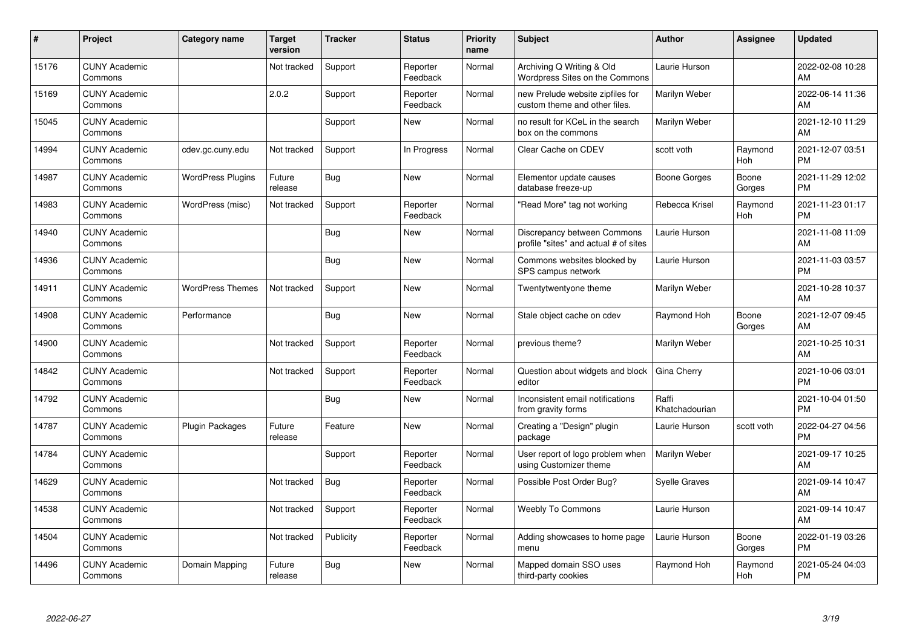| # | Project | Category name | Target version | Tracker | Status | Priority name | Subject | Author | Assignee | Updated |
|---|---|---|---|---|---|---|---|---|---|---|
| 15176 | CUNY Academic Commons | | Not tracked | Support | Reporter Feedback | Normal | Archiving Q Writing & Old Wordpress Sites on the Commons | Laurie Hurson | | 2022-02-08 10:28 AM |
| 15169 | CUNY Academic Commons | | 2.0.2 | Support | Reporter Feedback | Normal | new Prelude website zipfiles for custom theme and other files. | Marilyn Weber | | 2022-06-14 11:36 AM |
| 15045 | CUNY Academic Commons | | | Support | New | Normal | no result for KCeL in the search box on the commons | Marilyn Weber | | 2021-12-10 11:29 AM |
| 14994 | CUNY Academic Commons | cdev.gc.cuny.edu | Not tracked | Support | In Progress | Normal | Clear Cache on CDEV | scott voth | Raymond Hoh | 2021-12-07 03:51 PM |
| 14987 | CUNY Academic Commons | WordPress Plugins | Future release | Bug | New | Normal | Elementor update causes database freeze-up | Boone Gorges | Boone Gorges | 2021-11-29 12:02 PM |
| 14983 | CUNY Academic Commons | WordPress (misc) | Not tracked | Support | Reporter Feedback | Normal | "Read More" tag not working | Rebecca Krisel | Raymond Hoh | 2021-11-23 01:17 PM |
| 14940 | CUNY Academic Commons | | | Bug | New | Normal | Discrepancy between Commons profile "sites" and actual # of sites | Laurie Hurson | | 2021-11-08 11:09 AM |
| 14936 | CUNY Academic Commons | | | Bug | New | Normal | Commons websites blocked by SPS campus network | Laurie Hurson | | 2021-11-03 03:57 PM |
| 14911 | CUNY Academic Commons | WordPress Themes | Not tracked | Support | New | Normal | Twentytwentyone theme | Marilyn Weber | | 2021-10-28 10:37 AM |
| 14908 | CUNY Academic Commons | Performance | | Bug | New | Normal | Stale object cache on cdev | Raymond Hoh | Boone Gorges | 2021-12-07 09:45 AM |
| 14900 | CUNY Academic Commons | | Not tracked | Support | Reporter Feedback | Normal | previous theme? | Marilyn Weber | | 2021-10-25 10:31 AM |
| 14842 | CUNY Academic Commons | | Not tracked | Support | Reporter Feedback | Normal | Question about widgets and block editor | Gina Cherry | | 2021-10-06 03:01 PM |
| 14792 | CUNY Academic Commons | | | Bug | New | Normal | Inconsistent email notifications from gravity forms | Raffi Khatchadourian | | 2021-10-04 01:50 PM |
| 14787 | CUNY Academic Commons | Plugin Packages | Future release | Feature | New | Normal | Creating a "Design" plugin package | Laurie Hurson | scott voth | 2022-04-27 04:56 PM |
| 14784 | CUNY Academic Commons | | | Support | Reporter Feedback | Normal | User report of logo problem when using Customizer theme | Marilyn Weber | | 2021-09-17 10:25 AM |
| 14629 | CUNY Academic Commons | | Not tracked | Bug | Reporter Feedback | Normal | Possible Post Order Bug? | Syelle Graves | | 2021-09-14 10:47 AM |
| 14538 | CUNY Academic Commons | | Not tracked | Support | Reporter Feedback | Normal | Weebly To Commons | Laurie Hurson | | 2021-09-14 10:47 AM |
| 14504 | CUNY Academic Commons | | Not tracked | Publicity | Reporter Feedback | Normal | Adding showcases to home page menu | Laurie Hurson | Boone Gorges | 2022-01-19 03:26 PM |
| 14496 | CUNY Academic Commons | Domain Mapping | Future release | Bug | New | Normal | Mapped domain SSO uses third-party cookies | Raymond Hoh | Raymond Hoh | 2021-05-24 04:03 PM |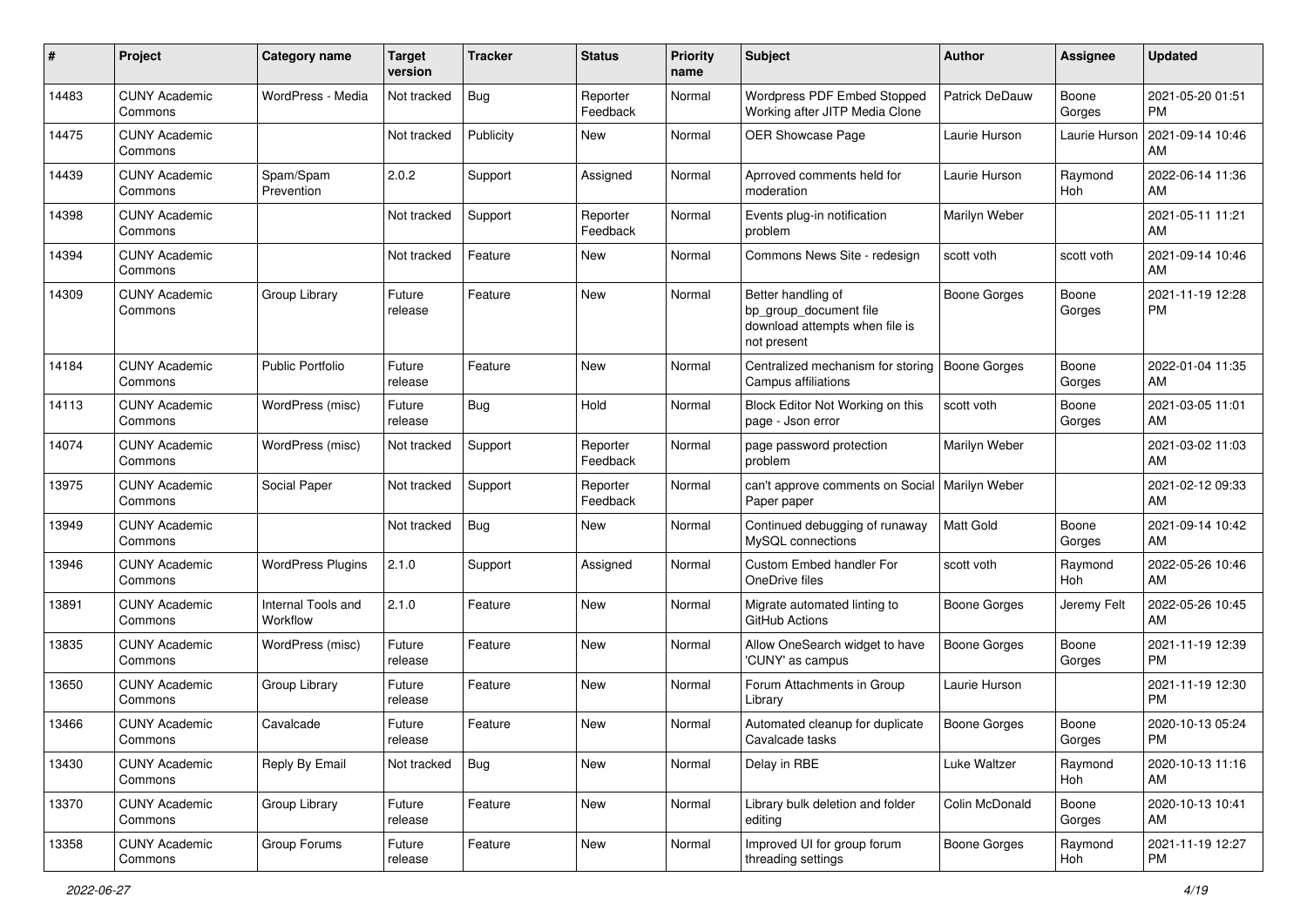| # | Project | Category name | Target version | Tracker | Status | Priority name | Subject | Author | Assignee | Updated |
|---|---|---|---|---|---|---|---|---|---|---|
| 14483 | CUNY Academic Commons | WordPress - Media | Not tracked | Bug | Reporter Feedback | Normal | Wordpress PDF Embed Stopped Working after JITP Media Clone | Patrick DeDauw | Boone Gorges | 2021-05-20 01:51 PM |
| 14475 | CUNY Academic Commons | | Not tracked | Publicity | New | Normal | OER Showcase Page | Laurie Hurson | Laurie Hurson | 2021-09-14 10:46 AM |
| 14439 | CUNY Academic Commons | Spam/Spam Prevention | 2.0.2 | Support | Assigned | Normal | Aprroved comments held for moderation | Laurie Hurson | Raymond Hoh | 2022-06-14 11:36 AM |
| 14398 | CUNY Academic Commons | | Not tracked | Support | Reporter Feedback | Normal | Events plug-in notification problem | Marilyn Weber | | 2021-05-11 11:21 AM |
| 14394 | CUNY Academic Commons | | Not tracked | Feature | New | Normal | Commons News Site - redesign | scott voth | scott voth | 2021-09-14 10:46 AM |
| 14309 | CUNY Academic Commons | Group Library | Future release | Feature | New | Normal | Better handling of bp_group_document file download attempts when file is not present | Boone Gorges | Boone Gorges | 2021-11-19 12:28 PM |
| 14184 | CUNY Academic Commons | Public Portfolio | Future release | Feature | New | Normal | Centralized mechanism for storing Campus affiliations | Boone Gorges | Boone Gorges | 2022-01-04 11:35 AM |
| 14113 | CUNY Academic Commons | WordPress (misc) | Future release | Bug | Hold | Normal | Block Editor Not Working on this page - Json error | scott voth | Boone Gorges | 2021-03-05 11:01 AM |
| 14074 | CUNY Academic Commons | WordPress (misc) | Not tracked | Support | Reporter Feedback | Normal | page password protection problem | Marilyn Weber | | 2021-03-02 11:03 AM |
| 13975 | CUNY Academic Commons | Social Paper | Not tracked | Support | Reporter Feedback | Normal | can't approve comments on Social Paper paper | Marilyn Weber | | 2021-02-12 09:33 AM |
| 13949 | CUNY Academic Commons | | Not tracked | Bug | New | Normal | Continued debugging of runaway MySQL connections | Matt Gold | Boone Gorges | 2021-09-14 10:42 AM |
| 13946 | CUNY Academic Commons | WordPress Plugins | 2.1.0 | Support | Assigned | Normal | Custom Embed handler For OneDrive files | scott voth | Raymond Hoh | 2022-05-26 10:46 AM |
| 13891 | CUNY Academic Commons | Internal Tools and Workflow | 2.1.0 | Feature | New | Normal | Migrate automated linting to GitHub Actions | Boone Gorges | Jeremy Felt | 2022-05-26 10:45 AM |
| 13835 | CUNY Academic Commons | WordPress (misc) | Future release | Feature | New | Normal | Allow OneSearch widget to have 'CUNY' as campus | Boone Gorges | Boone Gorges | 2021-11-19 12:39 PM |
| 13650 | CUNY Academic Commons | Group Library | Future release | Feature | New | Normal | Forum Attachments in Group Library | Laurie Hurson | | 2021-11-19 12:30 PM |
| 13466 | CUNY Academic Commons | Cavalcade | Future release | Feature | New | Normal | Automated cleanup for duplicate Cavalcade tasks | Boone Gorges | Boone Gorges | 2020-10-13 05:24 PM |
| 13430 | CUNY Academic Commons | Reply By Email | Not tracked | Bug | New | Normal | Delay in RBE | Luke Waltzer | Raymond Hoh | 2020-10-13 11:16 AM |
| 13370 | CUNY Academic Commons | Group Library | Future release | Feature | New | Normal | Library bulk deletion and folder editing | Colin McDonald | Boone Gorges | 2020-10-13 10:41 AM |
| 13358 | CUNY Academic Commons | Group Forums | Future release | Feature | New | Normal | Improved UI for group forum threading settings | Boone Gorges | Raymond Hoh | 2021-11-19 12:27 PM |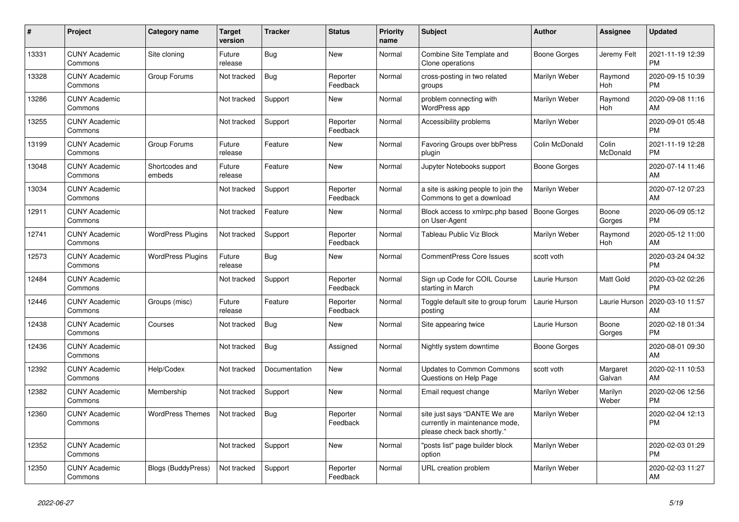| # | Project | Category name | Target version | Tracker | Status | Priority name | Subject | Author | Assignee | Updated |
|---|---|---|---|---|---|---|---|---|---|---|
| 13331 | CUNY Academic Commons | Site cloning | Future release | Bug | New | Normal | Combine Site Template and Clone operations | Boone Gorges | Jeremy Felt | 2021-11-19 12:39 PM |
| 13328 | CUNY Academic Commons | Group Forums | Not tracked | Bug | Reporter Feedback | Normal | cross-posting in two related groups | Marilyn Weber | Raymond Hoh | 2020-09-15 10:39 PM |
| 13286 | CUNY Academic Commons | | Not tracked | Support | New | Normal | problem connecting with WordPress app | Marilyn Weber | Raymond Hoh | 2020-09-08 11:16 AM |
| 13255 | CUNY Academic Commons | | Not tracked | Support | Reporter Feedback | Normal | Accessibility problems | Marilyn Weber | | 2020-09-01 05:48 PM |
| 13199 | CUNY Academic Commons | Group Forums | Future release | Feature | New | Normal | Favoring Groups over bbPress plugin | Colin McDonald | Colin McDonald | 2021-11-19 12:28 PM |
| 13048 | CUNY Academic Commons | Shortcodes and embeds | Future release | Feature | New | Normal | Jupyter Notebooks support | Boone Gorges | | 2020-07-14 11:46 AM |
| 13034 | CUNY Academic Commons | | Not tracked | Support | Reporter Feedback | Normal | a site is asking people to join the Commons to get a download | Marilyn Weber | | 2020-07-12 07:23 AM |
| 12911 | CUNY Academic Commons | | Not tracked | Feature | New | Normal | Block access to xmlrpc.php based on User-Agent | Boone Gorges | Boone Gorges | 2020-06-09 05:12 PM |
| 12741 | CUNY Academic Commons | WordPress Plugins | Not tracked | Support | Reporter Feedback | Normal | Tableau Public Viz Block | Marilyn Weber | Raymond Hoh | 2020-05-12 11:00 AM |
| 12573 | CUNY Academic Commons | WordPress Plugins | Future release | Bug | New | Normal | CommentPress Core Issues | scott voth | | 2020-03-24 04:32 PM |
| 12484 | CUNY Academic Commons | | Not tracked | Support | Reporter Feedback | Normal | Sign up Code for COIL Course starting in March | Laurie Hurson | Matt Gold | 2020-03-02 02:26 PM |
| 12446 | CUNY Academic Commons | Groups (misc) | Future release | Feature | Reporter Feedback | Normal | Toggle default site to group forum posting | Laurie Hurson | Laurie Hurson | 2020-03-10 11:57 AM |
| 12438 | CUNY Academic Commons | Courses | Not tracked | Bug | New | Normal | Site appearing twice | Laurie Hurson | Boone Gorges | 2020-02-18 01:34 PM |
| 12436 | CUNY Academic Commons | | Not tracked | Bug | Assigned | Normal | Nightly system downtime | Boone Gorges | | 2020-08-01 09:30 AM |
| 12392 | CUNY Academic Commons | Help/Codex | Not tracked | Documentation | New | Normal | Updates to Common Commons Questions on Help Page | scott voth | Margaret Galvan | 2020-02-11 10:53 AM |
| 12382 | CUNY Academic Commons | Membership | Not tracked | Support | New | Normal | Email request change | Marilyn Weber | Marilyn Weber | 2020-02-06 12:56 PM |
| 12360 | CUNY Academic Commons | WordPress Themes | Not tracked | Bug | Reporter Feedback | Normal | site just says "DANTE We are currently in maintenance mode, please check back shortly." | Marilyn Weber | | 2020-02-04 12:13 PM |
| 12352 | CUNY Academic Commons | | Not tracked | Support | New | Normal | "posts list" page builder block option | Marilyn Weber | | 2020-02-03 01:29 PM |
| 12350 | CUNY Academic Commons | Blogs (BuddyPress) | Not tracked | Support | Reporter Feedback | Normal | URL creation problem | Marilyn Weber | | 2020-02-03 11:27 AM |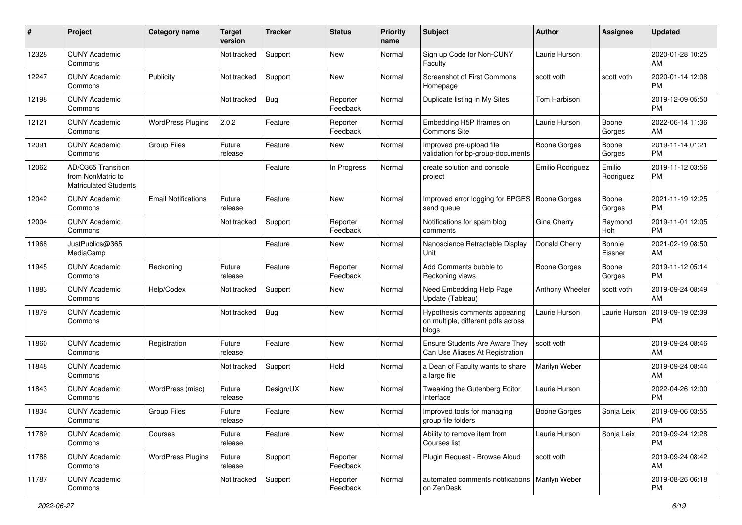| # | Project | Category name | Target version | Tracker | Status | Priority name | Subject | Author | Assignee | Updated |
|---|---|---|---|---|---|---|---|---|---|---|
| 12328 | CUNY Academic Commons | | Not tracked | Support | New | Normal | Sign up Code for Non-CUNY Faculty | Laurie Hurson | | 2020-01-28 10:25 AM |
| 12247 | CUNY Academic Commons | Publicity | Not tracked | Support | New | Normal | Screenshot of First Commons Homepage | scott voth | scott voth | 2020-01-14 12:08 PM |
| 12198 | CUNY Academic Commons | | Not tracked | Bug | Reporter Feedback | Normal | Duplicate listing in My Sites | Tom Harbison | | 2019-12-09 05:50 PM |
| 12121 | CUNY Academic Commons | WordPress Plugins | 2.0.2 | Feature | Reporter Feedback | Normal | Embedding H5P Iframes on Commons Site | Laurie Hurson | Boone Gorges | 2022-06-14 11:36 AM |
| 12091 | CUNY Academic Commons | Group Files | Future release | Feature | New | Normal | Improved pre-upload file validation for bp-group-documents | Boone Gorges | Boone Gorges | 2019-11-14 01:21 PM |
| 12062 | AD/O365 Transition from NonMatric to Matriculated Students | | | Feature | In Progress | Normal | create solution and console project | Emilio Rodriguez | Emilio Rodriguez | 2019-11-12 03:56 PM |
| 12042 | CUNY Academic Commons | Email Notifications | Future release | Feature | New | Normal | Improved error logging for BPGES send queue | Boone Gorges | Boone Gorges | 2021-11-19 12:25 PM |
| 12004 | CUNY Academic Commons | | Not tracked | Support | Reporter Feedback | Normal | Notifications for spam blog comments | Gina Cherry | Raymond Hoh | 2019-11-01 12:05 PM |
| 11968 | JustPublics@365 MediaCamp | | | Feature | New | Normal | Nanoscience Retractable Display Unit | Donald Cherry | Bonnie Eissner | 2021-02-19 08:50 AM |
| 11945 | CUNY Academic Commons | Reckoning | Future release | Feature | Reporter Feedback | Normal | Add Comments bubble to Reckoning views | Boone Gorges | Boone Gorges | 2019-11-12 05:14 PM |
| 11883 | CUNY Academic Commons | Help/Codex | Not tracked | Support | New | Normal | Need Embedding Help Page Update (Tableau) | Anthony Wheeler | scott voth | 2019-09-24 08:49 AM |
| 11879 | CUNY Academic Commons | | Not tracked | Bug | New | Normal | Hypothesis comments appearing on multiple, different pdfs across blogs | Laurie Hurson | Laurie Hurson | 2019-09-19 02:39 PM |
| 11860 | CUNY Academic Commons | Registration | Future release | Feature | New | Normal | Ensure Students Are Aware They Can Use Aliases At Registration | scott voth | | 2019-09-24 08:46 AM |
| 11848 | CUNY Academic Commons | | Not tracked | Support | Hold | Normal | a Dean of Faculty wants to share a large file | Marilyn Weber | | 2019-09-24 08:44 AM |
| 11843 | CUNY Academic Commons | WordPress (misc) | Future release | Design/UX | New | Normal | Tweaking the Gutenberg Editor Interface | Laurie Hurson | | 2022-04-26 12:00 PM |
| 11834 | CUNY Academic Commons | Group Files | Future release | Feature | New | Normal | Improved tools for managing group file folders | Boone Gorges | Sonja Leix | 2019-09-06 03:55 PM |
| 11789 | CUNY Academic Commons | Courses | Future release | Feature | New | Normal | Ability to remove item from Courses list | Laurie Hurson | Sonja Leix | 2019-09-24 12:28 PM |
| 11788 | CUNY Academic Commons | WordPress Plugins | Future release | Support | Reporter Feedback | Normal | Plugin Request - Browse Aloud | scott voth | | 2019-09-24 08:42 AM |
| 11787 | CUNY Academic Commons | | Not tracked | Support | Reporter Feedback | Normal | automated comments notifications on ZenDesk | Marilyn Weber | | 2019-08-26 06:18 PM |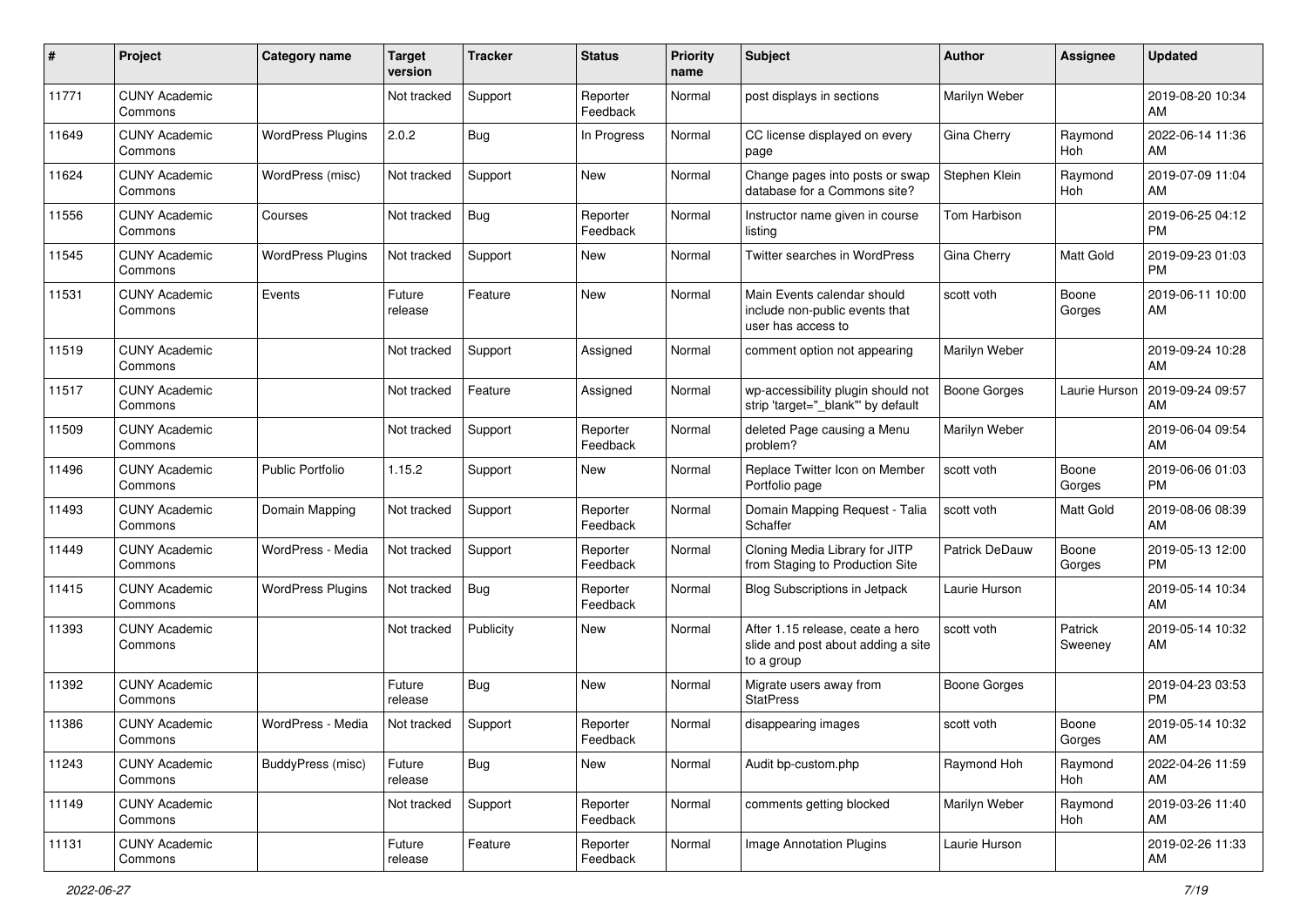| # | Project | Category name | Target version | Tracker | Status | Priority name | Subject | Author | Assignee | Updated |
|---|---|---|---|---|---|---|---|---|---|---|
| 11771 | CUNY Academic Commons | | Not tracked | Support | Reporter Feedback | Normal | post displays in sections | Marilyn Weber | | 2019-08-20 10:34 AM |
| 11649 | CUNY Academic Commons | WordPress Plugins | 2.0.2 | Bug | In Progress | Normal | CC license displayed on every page | Gina Cherry | Raymond Hoh | 2022-06-14 11:36 AM |
| 11624 | CUNY Academic Commons | WordPress (misc) | Not tracked | Support | New | Normal | Change pages into posts or swap database for a Commons site? | Stephen Klein | Raymond Hoh | 2019-07-09 11:04 AM |
| 11556 | CUNY Academic Commons | Courses | Not tracked | Bug | Reporter Feedback | Normal | Instructor name given in course listing | Tom Harbison | | 2019-06-25 04:12 PM |
| 11545 | CUNY Academic Commons | WordPress Plugins | Not tracked | Support | New | Normal | Twitter searches in WordPress | Gina Cherry | Matt Gold | 2019-09-23 01:03 PM |
| 11531 | CUNY Academic Commons | Events | Future release | Feature | New | Normal | Main Events calendar should include non-public events that user has access to | scott voth | Boone Gorges | 2019-06-11 10:00 AM |
| 11519 | CUNY Academic Commons | | Not tracked | Support | Assigned | Normal | comment option not appearing | Marilyn Weber | | 2019-09-24 10:28 AM |
| 11517 | CUNY Academic Commons | | Not tracked | Feature | Assigned | Normal | wp-accessibility plugin should not strip 'target="_blank"' by default | Boone Gorges | Laurie Hurson | 2019-09-24 09:57 AM |
| 11509 | CUNY Academic Commons | | Not tracked | Support | Reporter Feedback | Normal | deleted Page causing a Menu problem? | Marilyn Weber | | 2019-06-04 09:54 AM |
| 11496 | CUNY Academic Commons | Public Portfolio | 1.15.2 | Support | New | Normal | Replace Twitter Icon on Member Portfolio page | scott voth | Boone Gorges | 2019-06-06 01:03 PM |
| 11493 | CUNY Academic Commons | Domain Mapping | Not tracked | Support | Reporter Feedback | Normal | Domain Mapping Request - Talia Schaffer | scott voth | Matt Gold | 2019-08-06 08:39 AM |
| 11449 | CUNY Academic Commons | WordPress - Media | Not tracked | Support | Reporter Feedback | Normal | Cloning Media Library for JITP from Staging to Production Site | Patrick DeDauw | Boone Gorges | 2019-05-13 12:00 PM |
| 11415 | CUNY Academic Commons | WordPress Plugins | Not tracked | Bug | Reporter Feedback | Normal | Blog Subscriptions in Jetpack | Laurie Hurson | | 2019-05-14 10:34 AM |
| 11393 | CUNY Academic Commons | | Not tracked | Publicity | New | Normal | After 1.15 release, ceate a hero slide and post about adding a site to a group | scott voth | Patrick Sweeney | 2019-05-14 10:32 AM |
| 11392 | CUNY Academic Commons | | Future release | Bug | New | Normal | Migrate users away from StatPress | Boone Gorges | | 2019-04-23 03:53 PM |
| 11386 | CUNY Academic Commons | WordPress - Media | Not tracked | Support | Reporter Feedback | Normal | disappearing images | scott voth | Boone Gorges | 2019-05-14 10:32 AM |
| 11243 | CUNY Academic Commons | BuddyPress (misc) | Future release | Bug | New | Normal | Audit bp-custom.php | Raymond Hoh | Raymond Hoh | 2022-04-26 11:59 AM |
| 11149 | CUNY Academic Commons | | Not tracked | Support | Reporter Feedback | Normal | comments getting blocked | Marilyn Weber | Raymond Hoh | 2019-03-26 11:40 AM |
| 11131 | CUNY Academic Commons | | Future release | Feature | Reporter Feedback | Normal | Image Annotation Plugins | Laurie Hurson | | 2019-02-26 11:33 AM |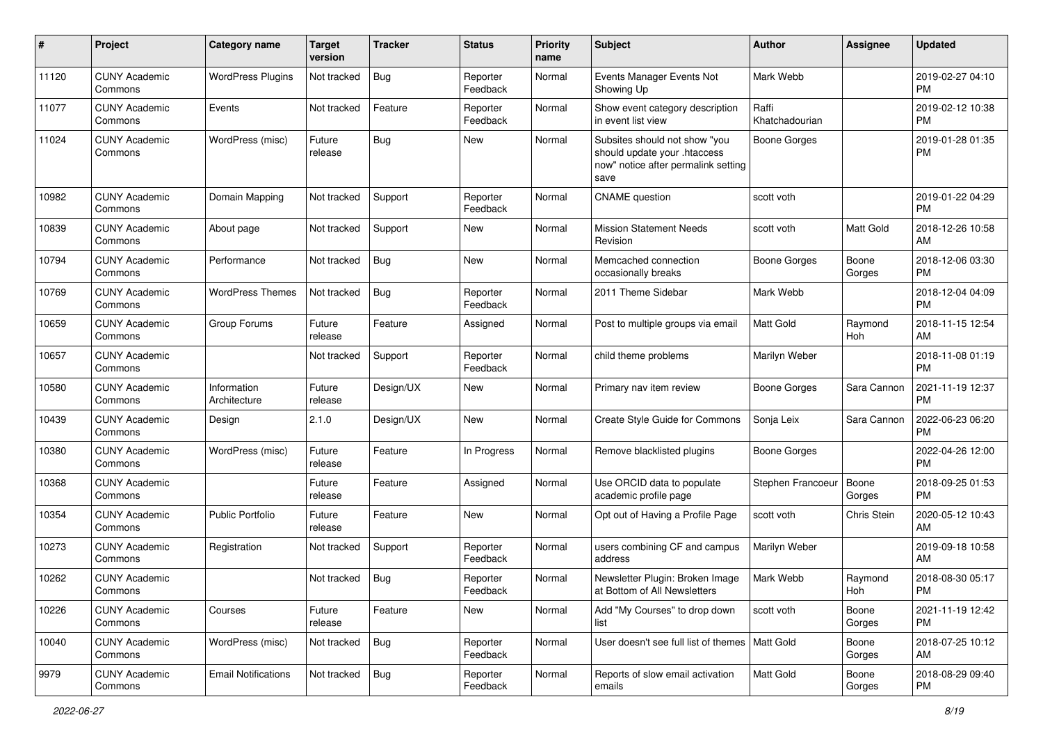| # | Project | Category name | Target version | Tracker | Status | Priority name | Subject | Author | Assignee | Updated |
|---|---|---|---|---|---|---|---|---|---|---|
| 11120 | CUNY Academic Commons | WordPress Plugins | Not tracked | Bug | Reporter Feedback | Normal | Events Manager Events Not Showing Up | Mark Webb | | 2019-02-27 04:10 PM |
| 11077 | CUNY Academic Commons | Events | Not tracked | Feature | Reporter Feedback | Normal | Show event category description in event list view | Raffi Khatchadourian | | 2019-02-12 10:38 PM |
| 11024 | CUNY Academic Commons | WordPress (misc) | Future release | Bug | New | Normal | Subsites should not show "you should update your .htaccess now" notice after permalink setting save | Boone Gorges | | 2019-01-28 01:35 PM |
| 10982 | CUNY Academic Commons | Domain Mapping | Not tracked | Support | Reporter Feedback | Normal | CNAME question | scott voth | | 2019-01-22 04:29 PM |
| 10839 | CUNY Academic Commons | About page | Not tracked | Support | New | Normal | Mission Statement Needs Revision | scott voth | Matt Gold | 2018-12-26 10:58 AM |
| 10794 | CUNY Academic Commons | Performance | Not tracked | Bug | New | Normal | Memcached connection occasionally breaks | Boone Gorges | Boone Gorges | 2018-12-06 03:30 PM |
| 10769 | CUNY Academic Commons | WordPress Themes | Not tracked | Bug | Reporter Feedback | Normal | 2011 Theme Sidebar | Mark Webb | | 2018-12-04 04:09 PM |
| 10659 | CUNY Academic Commons | Group Forums | Future release | Feature | Assigned | Normal | Post to multiple groups via email | Matt Gold | Raymond Hoh | 2018-11-15 12:54 AM |
| 10657 | CUNY Academic Commons | | Not tracked | Support | Reporter Feedback | Normal | child theme problems | Marilyn Weber | | 2018-11-08 01:19 PM |
| 10580 | CUNY Academic Commons | Information Architecture | Future release | Design/UX | New | Normal | Primary nav item review | Boone Gorges | Sara Cannon | 2021-11-19 12:37 PM |
| 10439 | CUNY Academic Commons | Design | 2.1.0 | Design/UX | New | Normal | Create Style Guide for Commons | Sonja Leix | Sara Cannon | 2022-06-23 06:20 PM |
| 10380 | CUNY Academic Commons | WordPress (misc) | Future release | Feature | In Progress | Normal | Remove blacklisted plugins | Boone Gorges | | 2022-04-26 12:00 PM |
| 10368 | CUNY Academic Commons | | Future release | Feature | Assigned | Normal | Use ORCID data to populate academic profile page | Stephen Francoeur | Boone Gorges | 2018-09-25 01:53 PM |
| 10354 | CUNY Academic Commons | Public Portfolio | Future release | Feature | New | Normal | Opt out of Having a Profile Page | scott voth | Chris Stein | 2020-05-12 10:43 AM |
| 10273 | CUNY Academic Commons | Registration | Not tracked | Support | Reporter Feedback | Normal | users combining CF and campus address | Marilyn Weber | | 2019-09-18 10:58 AM |
| 10262 | CUNY Academic Commons | | Not tracked | Bug | Reporter Feedback | Normal | Newsletter Plugin: Broken Image at Bottom of All Newsletters | Mark Webb | Raymond Hoh | 2018-08-30 05:17 PM |
| 10226 | CUNY Academic Commons | Courses | Future release | Feature | New | Normal | Add "My Courses" to drop down list | scott voth | Boone Gorges | 2021-11-19 12:42 PM |
| 10040 | CUNY Academic Commons | WordPress (misc) | Not tracked | Bug | Reporter Feedback | Normal | User doesn't see full list of themes | Matt Gold | Boone Gorges | 2018-07-25 10:12 AM |
| 9979 | CUNY Academic Commons | Email Notifications | Not tracked | Bug | Reporter Feedback | Normal | Reports of slow email activation emails | Matt Gold | Boone Gorges | 2018-08-29 09:40 PM |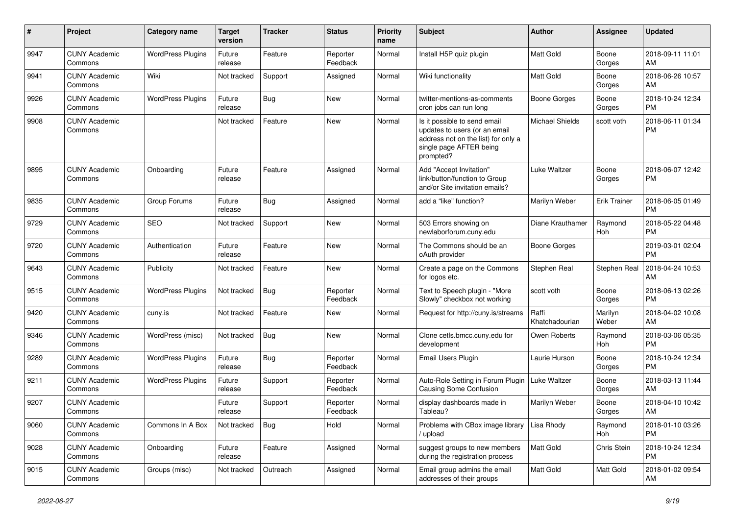| # | Project | Category name | Target version | Tracker | Status | Priority name | Subject | Author | Assignee | Updated |
|---|---|---|---|---|---|---|---|---|---|---|
| 9947 | CUNY Academic Commons | WordPress Plugins | Future release | Feature | Reporter Feedback | Normal | Install H5P quiz plugin | Matt Gold | Boone Gorges | 2018-09-11 11:01 AM |
| 9941 | CUNY Academic Commons | Wiki | Not tracked | Support | Assigned | Normal | Wiki functionality | Matt Gold | Boone Gorges | 2018-06-26 10:57 AM |
| 9926 | CUNY Academic Commons | WordPress Plugins | Future release | Bug | New | Normal | twitter-mentions-as-comments cron jobs can run long | Boone Gorges | Boone Gorges | 2018-10-24 12:34 PM |
| 9908 | CUNY Academic Commons | | Not tracked | Feature | New | Normal | Is it possible to send email updates to users (or an email address not on the list) for only a single page AFTER being prompted? | Michael Shields | scott voth | 2018-06-11 01:34 PM |
| 9895 | CUNY Academic Commons | Onboarding | Future release | Feature | Assigned | Normal | Add "Accept Invitation" link/button/function to Group and/or Site invitation emails? | Luke Waltzer | Boone Gorges | 2018-06-07 12:42 PM |
| 9835 | CUNY Academic Commons | Group Forums | Future release | Bug | Assigned | Normal | add a "like" function? | Marilyn Weber | Erik Trainer | 2018-06-05 01:49 PM |
| 9729 | CUNY Academic Commons | SEO | Not tracked | Support | New | Normal | 503 Errors showing on newlaborforum.cuny.edu | Diane Krauthamer | Raymond Hoh | 2018-05-22 04:48 PM |
| 9720 | CUNY Academic Commons | Authentication | Future release | Feature | New | Normal | The Commons should be an oAuth provider | Boone Gorges | | 2019-03-01 02:04 PM |
| 9643 | CUNY Academic Commons | Publicity | Not tracked | Feature | New | Normal | Create a page on the Commons for logos etc. | Stephen Real | Stephen Real | 2018-04-24 10:53 AM |
| 9515 | CUNY Academic Commons | WordPress Plugins | Not tracked | Bug | Reporter Feedback | Normal | Text to Speech plugin - "More Slowly" checkbox not working | scott voth | Boone Gorges | 2018-06-13 02:26 PM |
| 9420 | CUNY Academic Commons | cuny.is | Not tracked | Feature | New | Normal | Request for http://cuny.is/streams | Raffi Khatchadourian | Marilyn Weber | 2018-04-02 10:08 AM |
| 9346 | CUNY Academic Commons | WordPress (misc) | Not tracked | Bug | New | Normal | Clone cetls.bmcc.cuny.edu for development | Owen Roberts | Raymond Hoh | 2018-03-06 05:35 PM |
| 9289 | CUNY Academic Commons | WordPress Plugins | Future release | Bug | Reporter Feedback | Normal | Email Users Plugin | Laurie Hurson | Boone Gorges | 2018-10-24 12:34 PM |
| 9211 | CUNY Academic Commons | WordPress Plugins | Future release | Support | Reporter Feedback | Normal | Auto-Role Setting in Forum Plugin Causing Some Confusion | Luke Waltzer | Boone Gorges | 2018-03-13 11:44 AM |
| 9207 | CUNY Academic Commons | | Future release | Support | Reporter Feedback | Normal | display dashboards made in Tableau? | Marilyn Weber | Boone Gorges | 2018-04-10 10:42 AM |
| 9060 | CUNY Academic Commons | Commons In A Box | Not tracked | Bug | Hold | Normal | Problems with CBox image library / upload | Lisa Rhody | Raymond Hoh | 2018-01-10 03:26 PM |
| 9028 | CUNY Academic Commons | Onboarding | Future release | Feature | Assigned | Normal | suggest groups to new members during the registration process | Matt Gold | Chris Stein | 2018-10-24 12:34 PM |
| 9015 | CUNY Academic Commons | Groups (misc) | Not tracked | Outreach | Assigned | Normal | Email group admins the email addresses of their groups | Matt Gold | Matt Gold | 2018-01-02 09:54 AM |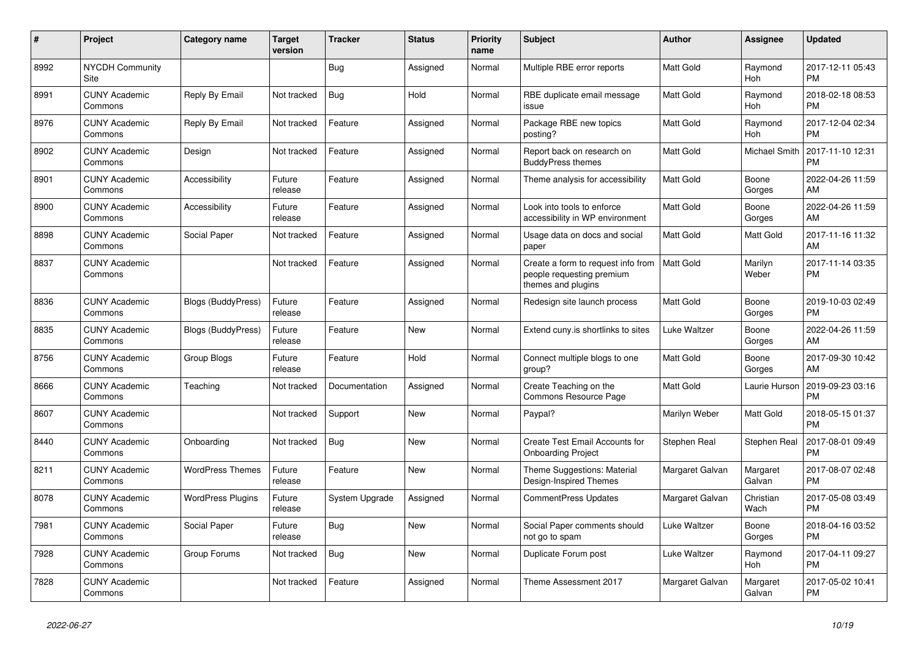| # | Project | Category name | Target version | Tracker | Status | Priority name | Subject | Author | Assignee | Updated |
|---|---|---|---|---|---|---|---|---|---|---|
| 8992 | NYCDH Community Site | | | Bug | Assigned | Normal | Multiple RBE error reports | Matt Gold | Raymond Hoh | 2017-12-11 05:43 PM |
| 8991 | CUNY Academic Commons | Reply By Email | Not tracked | Bug | Hold | Normal | RBE duplicate email message issue | Matt Gold | Raymond Hoh | 2018-02-18 08:53 PM |
| 8976 | CUNY Academic Commons | Reply By Email | Not tracked | Feature | Assigned | Normal | Package RBE new topics posting? | Matt Gold | Raymond Hoh | 2017-12-04 02:34 PM |
| 8902 | CUNY Academic Commons | Design | Not tracked | Feature | Assigned | Normal | Report back on research on BuddyPress themes | Matt Gold | Michael Smith | 2017-11-10 12:31 PM |
| 8901 | CUNY Academic Commons | Accessibility | Future release | Feature | Assigned | Normal | Theme analysis for accessibility | Matt Gold | Boone Gorges | 2022-04-26 11:59 AM |
| 8900 | CUNY Academic Commons | Accessibility | Future release | Feature | Assigned | Normal | Look into tools to enforce accessibility in WP environment | Matt Gold | Boone Gorges | 2022-04-26 11:59 AM |
| 8898 | CUNY Academic Commons | Social Paper | Not tracked | Feature | Assigned | Normal | Usage data on docs and social paper | Matt Gold | Matt Gold | 2017-11-16 11:32 AM |
| 8837 | CUNY Academic Commons | | Not tracked | Feature | Assigned | Normal | Create a form to request info from people requesting premium themes and plugins | Matt Gold | Marilyn Weber | 2017-11-14 03:35 PM |
| 8836 | CUNY Academic Commons | Blogs (BuddyPress) | Future release | Feature | Assigned | Normal | Redesign site launch process | Matt Gold | Boone Gorges | 2019-10-03 02:49 PM |
| 8835 | CUNY Academic Commons | Blogs (BuddyPress) | Future release | Feature | New | Normal | Extend cuny.is shortlinks to sites | Luke Waltzer | Boone Gorges | 2022-04-26 11:59 AM |
| 8756 | CUNY Academic Commons | Group Blogs | Future release | Feature | Hold | Normal | Connect multiple blogs to one group? | Matt Gold | Boone Gorges | 2017-09-30 10:42 AM |
| 8666 | CUNY Academic Commons | Teaching | Not tracked | Documentation | Assigned | Normal | Create Teaching on the Commons Resource Page | Matt Gold | Laurie Hurson | 2019-09-23 03:16 PM |
| 8607 | CUNY Academic Commons | | Not tracked | Support | New | Normal | Paypal? | Marilyn Weber | Matt Gold | 2018-05-15 01:37 PM |
| 8440 | CUNY Academic Commons | Onboarding | Not tracked | Bug | New | Normal | Create Test Email Accounts for Onboarding Project | Stephen Real | Stephen Real | 2017-08-01 09:49 PM |
| 8211 | CUNY Academic Commons | WordPress Themes | Future release | Feature | New | Normal | Theme Suggestions: Material Design-Inspired Themes | Margaret Galvan | Margaret Galvan | 2017-08-07 02:48 PM |
| 8078 | CUNY Academic Commons | WordPress Plugins | Future release | System Upgrade | Assigned | Normal | CommentPress Updates | Margaret Galvan | Christian Wach | 2017-05-08 03:49 PM |
| 7981 | CUNY Academic Commons | Social Paper | Future release | Bug | New | Normal | Social Paper comments should not go to spam | Luke Waltzer | Boone Gorges | 2018-04-16 03:52 PM |
| 7928 | CUNY Academic Commons | Group Forums | Not tracked | Bug | New | Normal | Duplicate Forum post | Luke Waltzer | Raymond Hoh | 2017-04-11 09:27 PM |
| 7828 | CUNY Academic Commons | | Not tracked | Feature | Assigned | Normal | Theme Assessment 2017 | Margaret Galvan | Margaret Galvan | 2017-05-02 10:41 PM |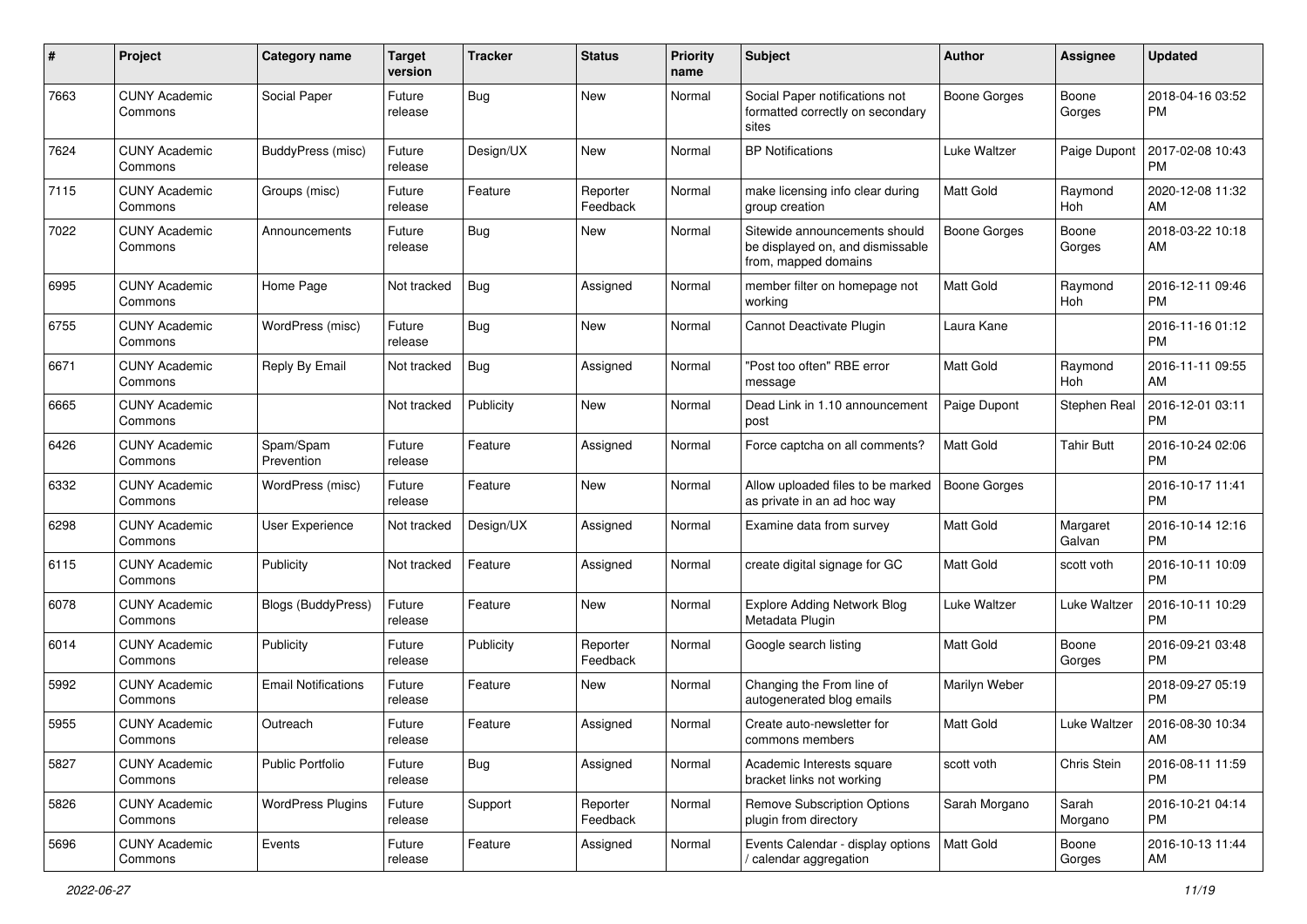| # | Project | Category name | Target version | Tracker | Status | Priority name | Subject | Author | Assignee | Updated |
|---|---|---|---|---|---|---|---|---|---|---|
| 7663 | CUNY Academic Commons | Social Paper | Future release | Bug | New | Normal | Social Paper notifications not formatted correctly on secondary sites | Boone Gorges | Boone Gorges | 2018-04-16 03:52 PM |
| 7624 | CUNY Academic Commons | BuddyPress (misc) | Future release | Design/UX | New | Normal | BP Notifications | Luke Waltzer | Paige Dupont | 2017-02-08 10:43 PM |
| 7115 | CUNY Academic Commons | Groups (misc) | Future release | Feature | Reporter Feedback | Normal | make licensing info clear during group creation | Matt Gold | Raymond Hoh | 2020-12-08 11:32 AM |
| 7022 | CUNY Academic Commons | Announcements | Future release | Bug | New | Normal | Sitewide announcements should be displayed on, and dismissable from, mapped domains | Boone Gorges | Boone Gorges | 2018-03-22 10:18 AM |
| 6995 | CUNY Academic Commons | Home Page | Not tracked | Bug | Assigned | Normal | member filter on homepage not working | Matt Gold | Raymond Hoh | 2016-12-11 09:46 PM |
| 6755 | CUNY Academic Commons | WordPress (misc) | Future release | Bug | New | Normal | Cannot Deactivate Plugin | Laura Kane | | 2016-11-16 01:12 PM |
| 6671 | CUNY Academic Commons | Reply By Email | Not tracked | Bug | Assigned | Normal | "Post too often" RBE error message | Matt Gold | Raymond Hoh | 2016-11-11 09:55 AM |
| 6665 | CUNY Academic Commons | | Not tracked | Publicity | New | Normal | Dead Link in 1.10 announcement post | Paige Dupont | Stephen Real | 2016-12-01 03:11 PM |
| 6426 | CUNY Academic Commons | Spam/Spam Prevention | Future release | Feature | Assigned | Normal | Force captcha on all comments? | Matt Gold | Tahir Butt | 2016-10-24 02:06 PM |
| 6332 | CUNY Academic Commons | WordPress (misc) | Future release | Feature | New | Normal | Allow uploaded files to be marked as private in an ad hoc way | Boone Gorges | | 2016-10-17 11:41 PM |
| 6298 | CUNY Academic Commons | User Experience | Not tracked | Design/UX | Assigned | Normal | Examine data from survey | Matt Gold | Margaret Galvan | 2016-10-14 12:16 PM |
| 6115 | CUNY Academic Commons | Publicity | Not tracked | Feature | Assigned | Normal | create digital signage for GC | Matt Gold | scott voth | 2016-10-11 10:09 PM |
| 6078 | CUNY Academic Commons | Blogs (BuddyPress) | Future release | Feature | New | Normal | Explore Adding Network Blog Metadata Plugin | Luke Waltzer | Luke Waltzer | 2016-10-11 10:29 PM |
| 6014 | CUNY Academic Commons | Publicity | Future release | Publicity | Reporter Feedback | Normal | Google search listing | Matt Gold | Boone Gorges | 2016-09-21 03:48 PM |
| 5992 | CUNY Academic Commons | Email Notifications | Future release | Feature | New | Normal | Changing the From line of autogenerated blog emails | Marilyn Weber | | 2018-09-27 05:19 PM |
| 5955 | CUNY Academic Commons | Outreach | Future release | Feature | Assigned | Normal | Create auto-newsletter for commons members | Matt Gold | Luke Waltzer | 2016-08-30 10:34 AM |
| 5827 | CUNY Academic Commons | Public Portfolio | Future release | Bug | Assigned | Normal | Academic Interests square bracket links not working | scott voth | Chris Stein | 2016-08-11 11:59 PM |
| 5826 | CUNY Academic Commons | WordPress Plugins | Future release | Support | Reporter Feedback | Normal | Remove Subscription Options plugin from directory | Sarah Morgano | Sarah Morgano | 2016-10-21 04:14 PM |
| 5696 | CUNY Academic Commons | Events | Future release | Feature | Assigned | Normal | Events Calendar - display options / calendar aggregation | Matt Gold | Boone Gorges | 2016-10-13 11:44 AM |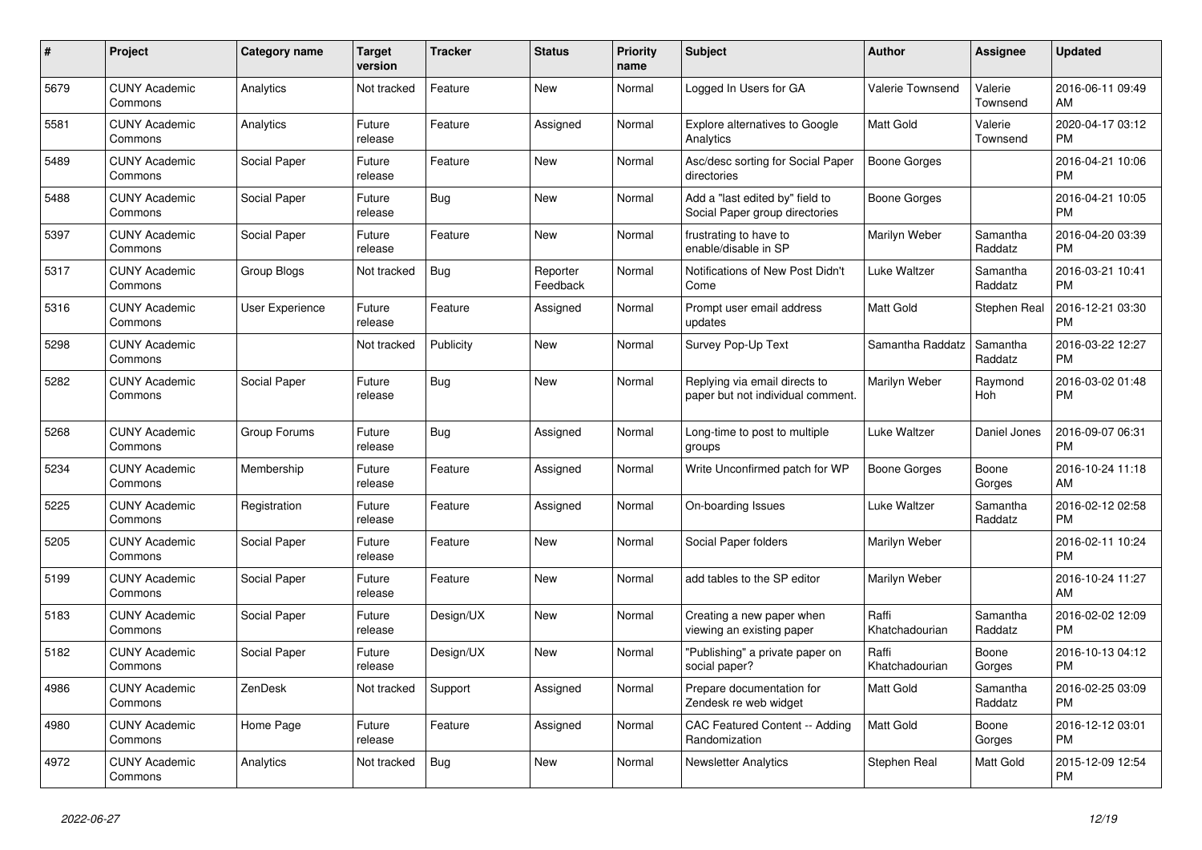| # | Project | Category name | Target version | Tracker | Status | Priority name | Subject | Author | Assignee | Updated |
|---|---|---|---|---|---|---|---|---|---|---|
| 5679 | CUNY Academic Commons | Analytics | Not tracked | Feature | New | Normal | Logged In Users for GA | Valerie Townsend | Valerie Townsend | 2016-06-11 09:49 AM |
| 5581 | CUNY Academic Commons | Analytics | Future release | Feature | Assigned | Normal | Explore alternatives to Google Analytics | Matt Gold | Valerie Townsend | 2020-04-17 03:12 PM |
| 5489 | CUNY Academic Commons | Social Paper | Future release | Feature | New | Normal | Asc/desc sorting for Social Paper directories | Boone Gorges | | 2016-04-21 10:06 PM |
| 5488 | CUNY Academic Commons | Social Paper | Future release | Bug | New | Normal | Add a "last edited by" field to Social Paper group directories | Boone Gorges | | 2016-04-21 10:05 PM |
| 5397 | CUNY Academic Commons | Social Paper | Future release | Feature | New | Normal | frustrating to have to enable/disable in SP | Marilyn Weber | Samantha Raddatz | 2016-04-20 03:39 PM |
| 5317 | CUNY Academic Commons | Group Blogs | Not tracked | Bug | Reporter Feedback | Normal | Notifications of New Post Didn't Come | Luke Waltzer | Samantha Raddatz | 2016-03-21 10:41 PM |
| 5316 | CUNY Academic Commons | User Experience | Future release | Feature | Assigned | Normal | Prompt user email address updates | Matt Gold | Stephen Real | 2016-12-21 03:30 PM |
| 5298 | CUNY Academic Commons | | Not tracked | Publicity | New | Normal | Survey Pop-Up Text | Samantha Raddatz | Samantha Raddatz | 2016-03-22 12:27 PM |
| 5282 | CUNY Academic Commons | Social Paper | Future release | Bug | New | Normal | Replying via email directs to paper but not individual comment. | Marilyn Weber | Raymond Hoh | 2016-03-02 01:48 PM |
| 5268 | CUNY Academic Commons | Group Forums | Future release | Bug | Assigned | Normal | Long-time to post to multiple groups | Luke Waltzer | Daniel Jones | 2016-09-07 06:31 PM |
| 5234 | CUNY Academic Commons | Membership | Future release | Feature | Assigned | Normal | Write Unconfirmed patch for WP | Boone Gorges | Boone Gorges | 2016-10-24 11:18 AM |
| 5225 | CUNY Academic Commons | Registration | Future release | Feature | Assigned | Normal | On-boarding Issues | Luke Waltzer | Samantha Raddatz | 2016-02-12 02:58 PM |
| 5205 | CUNY Academic Commons | Social Paper | Future release | Feature | New | Normal | Social Paper folders | Marilyn Weber | | 2016-02-11 10:24 PM |
| 5199 | CUNY Academic Commons | Social Paper | Future release | Feature | New | Normal | add tables to the SP editor | Marilyn Weber | | 2016-10-24 11:27 AM |
| 5183 | CUNY Academic Commons | Social Paper | Future release | Design/UX | New | Normal | Creating a new paper when viewing an existing paper | Raffi Khatchadourian | Samantha Raddatz | 2016-02-02 12:09 PM |
| 5182 | CUNY Academic Commons | Social Paper | Future release | Design/UX | New | Normal | "Publishing" a private paper on social paper? | Raffi Khatchadourian | Boone Gorges | 2016-10-13 04:12 PM |
| 4986 | CUNY Academic Commons | ZenDesk | Not tracked | Support | Assigned | Normal | Prepare documentation for Zendesk re web widget | Matt Gold | Samantha Raddatz | 2016-02-25 03:09 PM |
| 4980 | CUNY Academic Commons | Home Page | Future release | Feature | Assigned | Normal | CAC Featured Content -- Adding Randomization | Matt Gold | Boone Gorges | 2016-12-12 03:01 PM |
| 4972 | CUNY Academic Commons | Analytics | Not tracked | Bug | New | Normal | Newsletter Analytics | Stephen Real | Matt Gold | 2015-12-09 12:54 PM |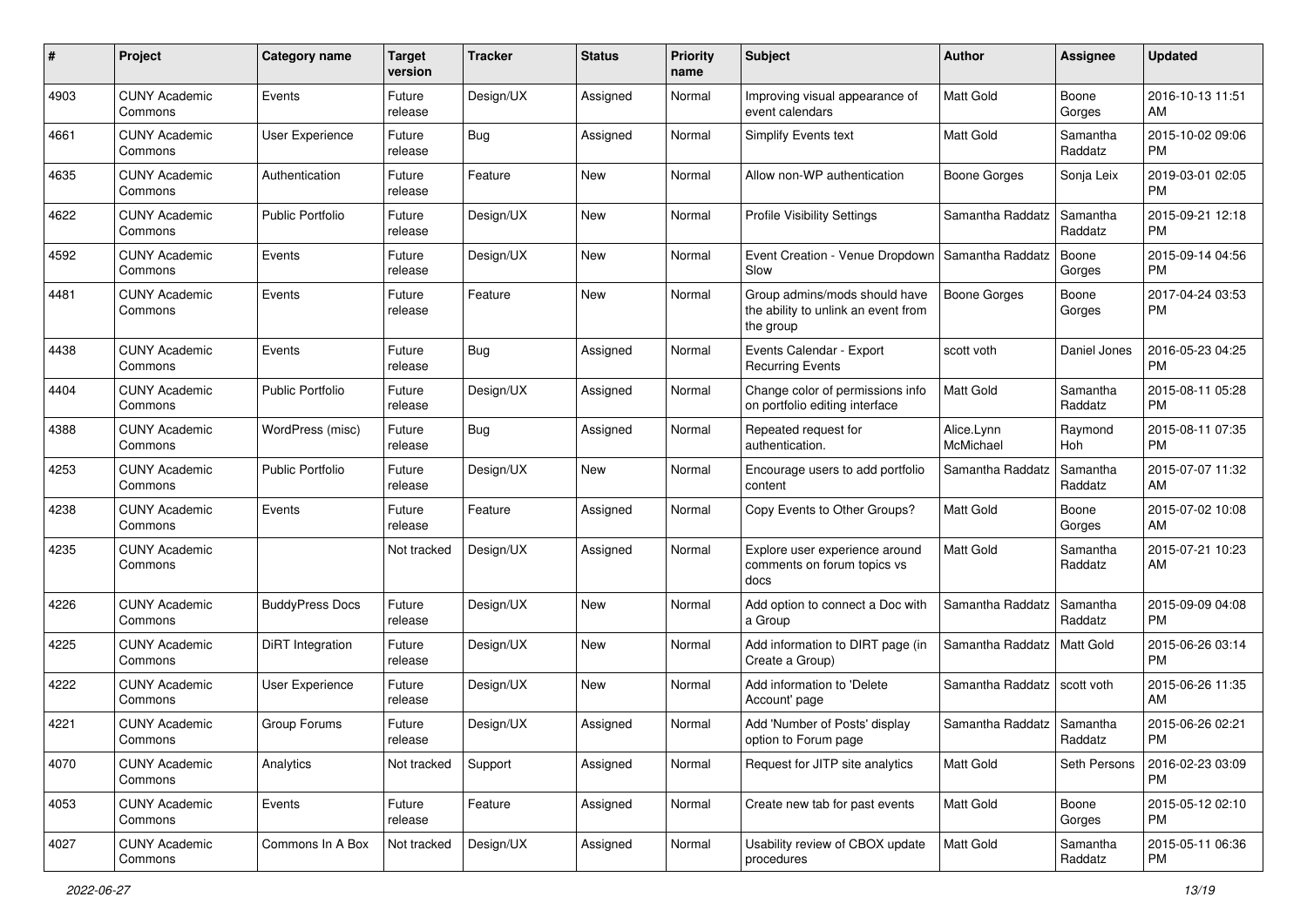| # | Project | Category name | Target version | Tracker | Status | Priority name | Subject | Author | Assignee | Updated |
|---|---|---|---|---|---|---|---|---|---|---|
| 4903 | CUNY Academic Commons | Events | Future release | Design/UX | Assigned | Normal | Improving visual appearance of event calendars | Matt Gold | Boone Gorges | 2016-10-13 11:51 AM |
| 4661 | CUNY Academic Commons | User Experience | Future release | Bug | Assigned | Normal | Simplify Events text | Matt Gold | Samantha Raddatz | 2015-10-02 09:06 PM |
| 4635 | CUNY Academic Commons | Authentication | Future release | Feature | New | Normal | Allow non-WP authentication | Boone Gorges | Sonja Leix | 2019-03-01 02:05 PM |
| 4622 | CUNY Academic Commons | Public Portfolio | Future release | Design/UX | New | Normal | Profile Visibility Settings | Samantha Raddatz | Samantha Raddatz | 2015-09-21 12:18 PM |
| 4592 | CUNY Academic Commons | Events | Future release | Design/UX | New | Normal | Event Creation - Venue Dropdown Slow | Samantha Raddatz | Boone Gorges | 2015-09-14 04:56 PM |
| 4481 | CUNY Academic Commons | Events | Future release | Feature | New | Normal | Group admins/mods should have the ability to unlink an event from the group | Boone Gorges | Boone Gorges | 2017-04-24 03:53 PM |
| 4438 | CUNY Academic Commons | Events | Future release | Bug | Assigned | Normal | Events Calendar - Export Recurring Events | scott voth | Daniel Jones | 2016-05-23 04:25 PM |
| 4404 | CUNY Academic Commons | Public Portfolio | Future release | Design/UX | Assigned | Normal | Change color of permissions info on portfolio editing interface | Matt Gold | Samantha Raddatz | 2015-08-11 05:28 PM |
| 4388 | CUNY Academic Commons | WordPress (misc) | Future release | Bug | Assigned | Normal | Repeated request for authentication. | Alice.Lynn McMichael | Raymond Hoh | 2015-08-11 07:35 PM |
| 4253 | CUNY Academic Commons | Public Portfolio | Future release | Design/UX | New | Normal | Encourage users to add portfolio content | Samantha Raddatz | Samantha Raddatz | 2015-07-07 11:32 AM |
| 4238 | CUNY Academic Commons | Events | Future release | Feature | Assigned | Normal | Copy Events to Other Groups? | Matt Gold | Boone Gorges | 2015-07-02 10:08 AM |
| 4235 | CUNY Academic Commons | | Not tracked | Design/UX | Assigned | Normal | Explore user experience around comments on forum topics vs docs | Matt Gold | Samantha Raddatz | 2015-07-21 10:23 AM |
| 4226 | CUNY Academic Commons | BuddyPress Docs | Future release | Design/UX | New | Normal | Add option to connect a Doc with a Group | Samantha Raddatz | Samantha Raddatz | 2015-09-09 04:08 PM |
| 4225 | CUNY Academic Commons | DiRT Integration | Future release | Design/UX | New | Normal | Add information to DIRT page (in Create a Group) | Samantha Raddatz | Matt Gold | 2015-06-26 03:14 PM |
| 4222 | CUNY Academic Commons | User Experience | Future release | Design/UX | New | Normal | Add information to 'Delete Account' page | Samantha Raddatz | scott voth | 2015-06-26 11:35 AM |
| 4221 | CUNY Academic Commons | Group Forums | Future release | Design/UX | Assigned | Normal | Add 'Number of Posts' display option to Forum page | Samantha Raddatz | Samantha Raddatz | 2015-06-26 02:21 PM |
| 4070 | CUNY Academic Commons | Analytics | Not tracked | Support | Assigned | Normal | Request for JITP site analytics | Matt Gold | Seth Persons | 2016-02-23 03:09 PM |
| 4053 | CUNY Academic Commons | Events | Future release | Feature | Assigned | Normal | Create new tab for past events | Matt Gold | Boone Gorges | 2015-05-12 02:10 PM |
| 4027 | CUNY Academic Commons | Commons In A Box | Not tracked | Design/UX | Assigned | Normal | Usability review of CBOX update procedures | Matt Gold | Samantha Raddatz | 2015-05-11 06:36 PM |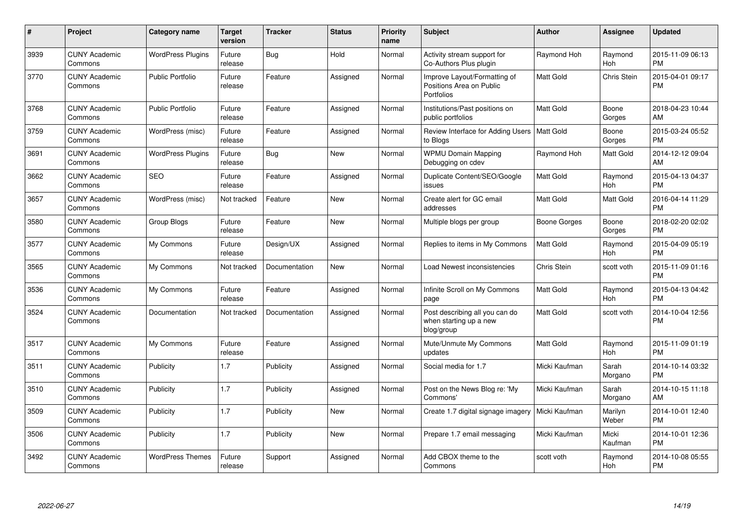| # | Project | Category name | Target version | Tracker | Status | Priority name | Subject | Author | Assignee | Updated |
|---|---|---|---|---|---|---|---|---|---|---|
| 3939 | CUNY Academic Commons | WordPress Plugins | Future release | Bug | Hold | Normal | Activity stream support for Co-Authors Plus plugin | Raymond Hoh | Raymond Hoh | 2015-11-09 06:13 PM |
| 3770 | CUNY Academic Commons | Public Portfolio | Future release | Feature | Assigned | Normal | Improve Layout/Formatting of Positions Area on Public Portfolios | Matt Gold | Chris Stein | 2015-04-01 09:17 PM |
| 3768 | CUNY Academic Commons | Public Portfolio | Future release | Feature | Assigned | Normal | Institutions/Past positions on public portfolios | Matt Gold | Boone Gorges | 2018-04-23 10:44 AM |
| 3759 | CUNY Academic Commons | WordPress (misc) | Future release | Feature | Assigned | Normal | Review Interface for Adding Users to Blogs | Matt Gold | Boone Gorges | 2015-03-24 05:52 PM |
| 3691 | CUNY Academic Commons | WordPress Plugins | Future release | Bug | New | Normal | WPMU Domain Mapping Debugging on cdev | Raymond Hoh | Matt Gold | 2014-12-12 09:04 AM |
| 3662 | CUNY Academic Commons | SEO | Future release | Feature | Assigned | Normal | Duplicate Content/SEO/Google issues | Matt Gold | Raymond Hoh | 2015-04-13 04:37 PM |
| 3657 | CUNY Academic Commons | WordPress (misc) | Not tracked | Feature | New | Normal | Create alert for GC email addresses | Matt Gold | Matt Gold | 2016-04-14 11:29 PM |
| 3580 | CUNY Academic Commons | Group Blogs | Future release | Feature | New | Normal | Multiple blogs per group | Boone Gorges | Boone Gorges | 2018-02-20 02:02 PM |
| 3577 | CUNY Academic Commons | My Commons | Future release | Design/UX | Assigned | Normal | Replies to items in My Commons | Matt Gold | Raymond Hoh | 2015-04-09 05:19 PM |
| 3565 | CUNY Academic Commons | My Commons | Not tracked | Documentation | New | Normal | Load Newest inconsistencies | Chris Stein | scott voth | 2015-11-09 01:16 PM |
| 3536 | CUNY Academic Commons | My Commons | Future release | Feature | Assigned | Normal | Infinite Scroll on My Commons page | Matt Gold | Raymond Hoh | 2015-04-13 04:42 PM |
| 3524 | CUNY Academic Commons | Documentation | Not tracked | Documentation | Assigned | Normal | Post describing all you can do when starting up a new blog/group | Matt Gold | scott voth | 2014-10-04 12:56 PM |
| 3517 | CUNY Academic Commons | My Commons | Future release | Feature | Assigned | Normal | Mute/Unmute My Commons updates | Matt Gold | Raymond Hoh | 2015-11-09 01:19 PM |
| 3511 | CUNY Academic Commons | Publicity | 1.7 | Publicity | Assigned | Normal | Social media for 1.7 | Micki Kaufman | Sarah Morgano | 2014-10-14 03:32 PM |
| 3510 | CUNY Academic Commons | Publicity | 1.7 | Publicity | Assigned | Normal | Post on the News Blog re: 'My Commons' | Micki Kaufman | Sarah Morgano | 2014-10-15 11:18 AM |
| 3509 | CUNY Academic Commons | Publicity | 1.7 | Publicity | New | Normal | Create 1.7 digital signage imagery | Micki Kaufman | Marilyn Weber | 2014-10-01 12:40 PM |
| 3506 | CUNY Academic Commons | Publicity | 1.7 | Publicity | New | Normal | Prepare 1.7 email messaging | Micki Kaufman | Micki Kaufman | 2014-10-01 12:36 PM |
| 3492 | CUNY Academic Commons | WordPress Themes | Future release | Support | Assigned | Normal | Add CBOX theme to the Commons | scott voth | Raymond Hoh | 2014-10-08 05:55 PM |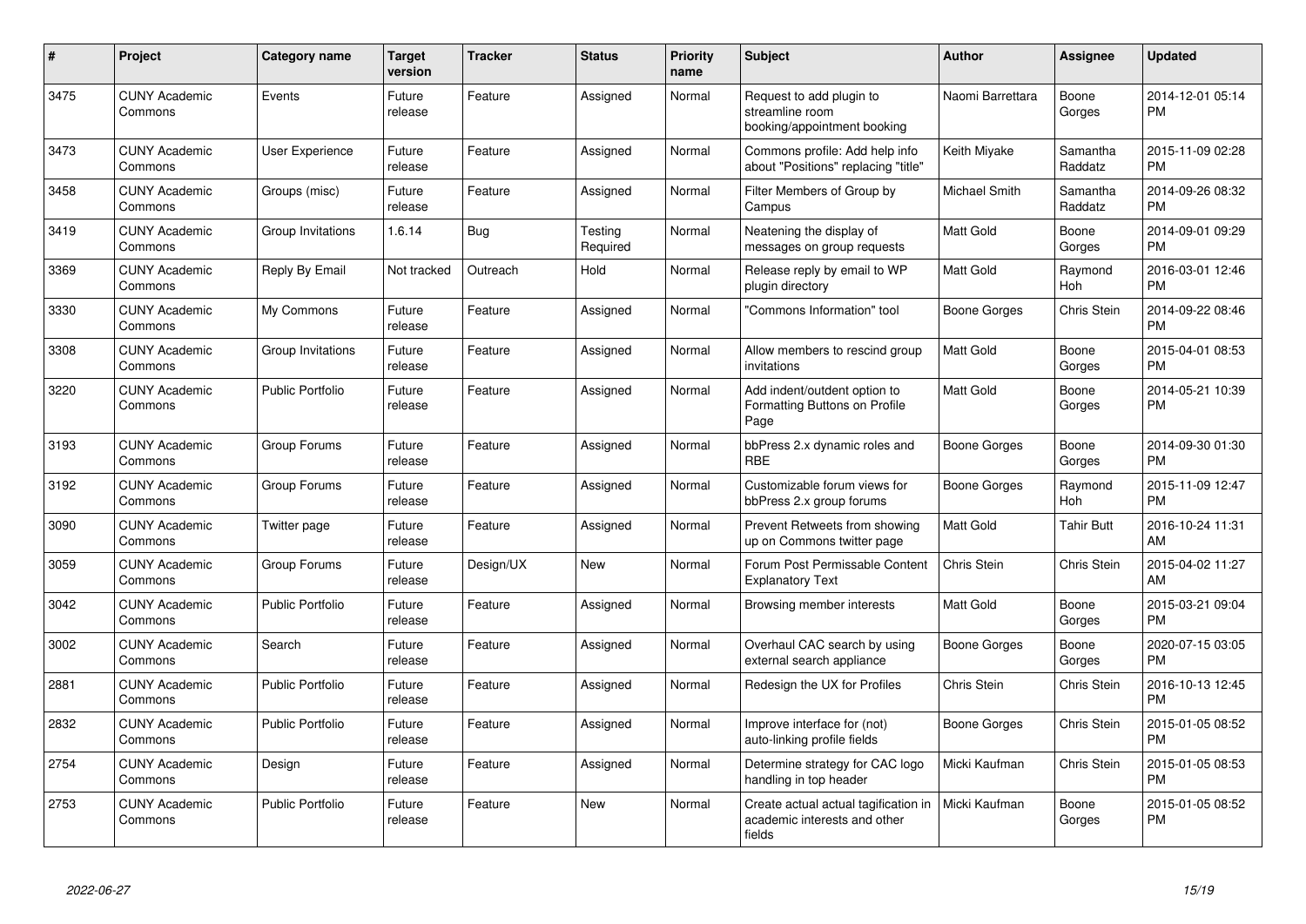| # | Project | Category name | Target version | Tracker | Status | Priority name | Subject | Author | Assignee | Updated |
|---|---|---|---|---|---|---|---|---|---|---|
| 3475 | CUNY Academic Commons | Events | Future release | Feature | Assigned | Normal | Request to add plugin to streamline room booking/appointment booking | Naomi Barrettara | Boone Gorges | 2014-12-01 05:14 PM |
| 3473 | CUNY Academic Commons | User Experience | Future release | Feature | Assigned | Normal | Commons profile: Add help info about "Positions" replacing "title" | Keith Miyake | Samantha Raddatz | 2015-11-09 02:28 PM |
| 3458 | CUNY Academic Commons | Groups (misc) | Future release | Feature | Assigned | Normal | Filter Members of Group by Campus | Michael Smith | Samantha Raddatz | 2014-09-26 08:32 PM |
| 3419 | CUNY Academic Commons | Group Invitations | 1.6.14 | Bug | Testing Required | Normal | Neatening the display of messages on group requests | Matt Gold | Boone Gorges | 2014-09-01 09:29 PM |
| 3369 | CUNY Academic Commons | Reply By Email | Not tracked | Outreach | Hold | Normal | Release reply by email to WP plugin directory | Matt Gold | Raymond Hoh | 2016-03-01 12:46 PM |
| 3330 | CUNY Academic Commons | My Commons | Future release | Feature | Assigned | Normal | "Commons Information" tool | Boone Gorges | Chris Stein | 2014-09-22 08:46 PM |
| 3308 | CUNY Academic Commons | Group Invitations | Future release | Feature | Assigned | Normal | Allow members to rescind group invitations | Matt Gold | Boone Gorges | 2015-04-01 08:53 PM |
| 3220 | CUNY Academic Commons | Public Portfolio | Future release | Feature | Assigned | Normal | Add indent/outdent option to Formatting Buttons on Profile Page | Matt Gold | Boone Gorges | 2014-05-21 10:39 PM |
| 3193 | CUNY Academic Commons | Group Forums | Future release | Feature | Assigned | Normal | bbPress 2.x dynamic roles and RBE | Boone Gorges | Boone Gorges | 2014-09-30 01:30 PM |
| 3192 | CUNY Academic Commons | Group Forums | Future release | Feature | Assigned | Normal | Customizable forum views for bbPress 2.x group forums | Boone Gorges | Raymond Hoh | 2015-11-09 12:47 PM |
| 3090 | CUNY Academic Commons | Twitter page | Future release | Feature | Assigned | Normal | Prevent Retweets from showing up on Commons twitter page | Matt Gold | Tahir Butt | 2016-10-24 11:31 AM |
| 3059 | CUNY Academic Commons | Group Forums | Future release | Design/UX | New | Normal | Forum Post Permissable Content Explanatory Text | Chris Stein | Chris Stein | 2015-04-02 11:27 AM |
| 3042 | CUNY Academic Commons | Public Portfolio | Future release | Feature | Assigned | Normal | Browsing member interests | Matt Gold | Boone Gorges | 2015-03-21 09:04 PM |
| 3002 | CUNY Academic Commons | Search | Future release | Feature | Assigned | Normal | Overhaul CAC search by using external search appliance | Boone Gorges | Boone Gorges | 2020-07-15 03:05 PM |
| 2881 | CUNY Academic Commons | Public Portfolio | Future release | Feature | Assigned | Normal | Redesign the UX for Profiles | Chris Stein | Chris Stein | 2016-10-13 12:45 PM |
| 2832 | CUNY Academic Commons | Public Portfolio | Future release | Feature | Assigned | Normal | Improve interface for (not) auto-linking profile fields | Boone Gorges | Chris Stein | 2015-01-05 08:52 PM |
| 2754 | CUNY Academic Commons | Design | Future release | Feature | Assigned | Normal | Determine strategy for CAC logo handling in top header | Micki Kaufman | Chris Stein | 2015-01-05 08:53 PM |
| 2753 | CUNY Academic Commons | Public Portfolio | Future release | Feature | New | Normal | Create actual actual tagification in academic interests and other fields | Micki Kaufman | Boone Gorges | 2015-01-05 08:52 PM |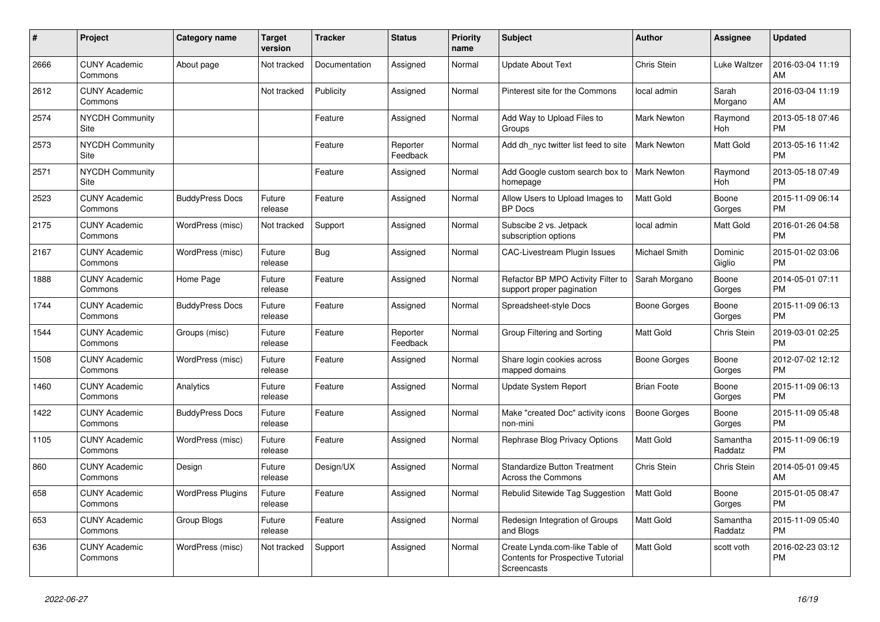| # | Project | Category name | Target version | Tracker | Status | Priority name | Subject | Author | Assignee | Updated |
|---|---|---|---|---|---|---|---|---|---|---|
| 2666 | CUNY Academic Commons | About page | Not tracked | Documentation | Assigned | Normal | Update About Text | Chris Stein | Luke Waltzer | 2016-03-04 11:19 AM |
| 2612 | CUNY Academic Commons | | Not tracked | Publicity | Assigned | Normal | Pinterest site for the Commons | local admin | Sarah Morgano | 2016-03-04 11:19 AM |
| 2574 | NYCDH Community Site | | | Feature | Assigned | Normal | Add Way to Upload Files to Groups | Mark Newton | Raymond Hoh | 2013-05-18 07:46 PM |
| 2573 | NYCDH Community Site | | | Feature | Reporter Feedback | Normal | Add dh_nyc twitter list feed to site | Mark Newton | Matt Gold | 2013-05-16 11:42 PM |
| 2571 | NYCDH Community Site | | | Feature | Assigned | Normal | Add Google custom search box to homepage | Mark Newton | Raymond Hoh | 2013-05-18 07:49 PM |
| 2523 | CUNY Academic Commons | BuddyPress Docs | Future release | Feature | Assigned | Normal | Allow Users to Upload Images to BP Docs | Matt Gold | Boone Gorges | 2015-11-09 06:14 PM |
| 2175 | CUNY Academic Commons | WordPress (misc) | Not tracked | Support | Assigned | Normal | Subscibe 2 vs. Jetpack subscription options | local admin | Matt Gold | 2016-01-26 04:58 PM |
| 2167 | CUNY Academic Commons | WordPress (misc) | Future release | Bug | Assigned | Normal | CAC-Livestream Plugin Issues | Michael Smith | Dominic Giglio | 2015-01-02 03:06 PM |
| 1888 | CUNY Academic Commons | Home Page | Future release | Feature | Assigned | Normal | Refactor BP MPO Activity Filter to support proper pagination | Sarah Morgano | Boone Gorges | 2014-05-01 07:11 PM |
| 1744 | CUNY Academic Commons | BuddyPress Docs | Future release | Feature | Assigned | Normal | Spreadsheet-style Docs | Boone Gorges | Boone Gorges | 2015-11-09 06:13 PM |
| 1544 | CUNY Academic Commons | Groups (misc) | Future release | Feature | Reporter Feedback | Normal | Group Filtering and Sorting | Matt Gold | Chris Stein | 2019-03-01 02:25 PM |
| 1508 | CUNY Academic Commons | WordPress (misc) | Future release | Feature | Assigned | Normal | Share login cookies across mapped domains | Boone Gorges | Boone Gorges | 2012-07-02 12:12 PM |
| 1460 | CUNY Academic Commons | Analytics | Future release | Feature | Assigned | Normal | Update System Report | Brian Foote | Boone Gorges | 2015-11-09 06:13 PM |
| 1422 | CUNY Academic Commons | BuddyPress Docs | Future release | Feature | Assigned | Normal | Make "created Doc" activity icons non-mini | Boone Gorges | Boone Gorges | 2015-11-09 05:48 PM |
| 1105 | CUNY Academic Commons | WordPress (misc) | Future release | Feature | Assigned | Normal | Rephrase Blog Privacy Options | Matt Gold | Samantha Raddatz | 2015-11-09 06:19 PM |
| 860 | CUNY Academic Commons | Design | Future release | Design/UX | Assigned | Normal | Standardize Button Treatment Across the Commons | Chris Stein | Chris Stein | 2014-05-01 09:45 AM |
| 658 | CUNY Academic Commons | WordPress Plugins | Future release | Feature | Assigned | Normal | Rebulid Sitewide Tag Suggestion | Matt Gold | Boone Gorges | 2015-01-05 08:47 PM |
| 653 | CUNY Academic Commons | Group Blogs | Future release | Feature | Assigned | Normal | Redesign Integration of Groups and Blogs | Matt Gold | Samantha Raddatz | 2015-11-09 05:40 PM |
| 636 | CUNY Academic Commons | WordPress (misc) | Not tracked | Support | Assigned | Normal | Create Lynda.com-like Table of Contents for Prospective Tutorial Screencasts | Matt Gold | scott voth | 2016-02-23 03:12 PM |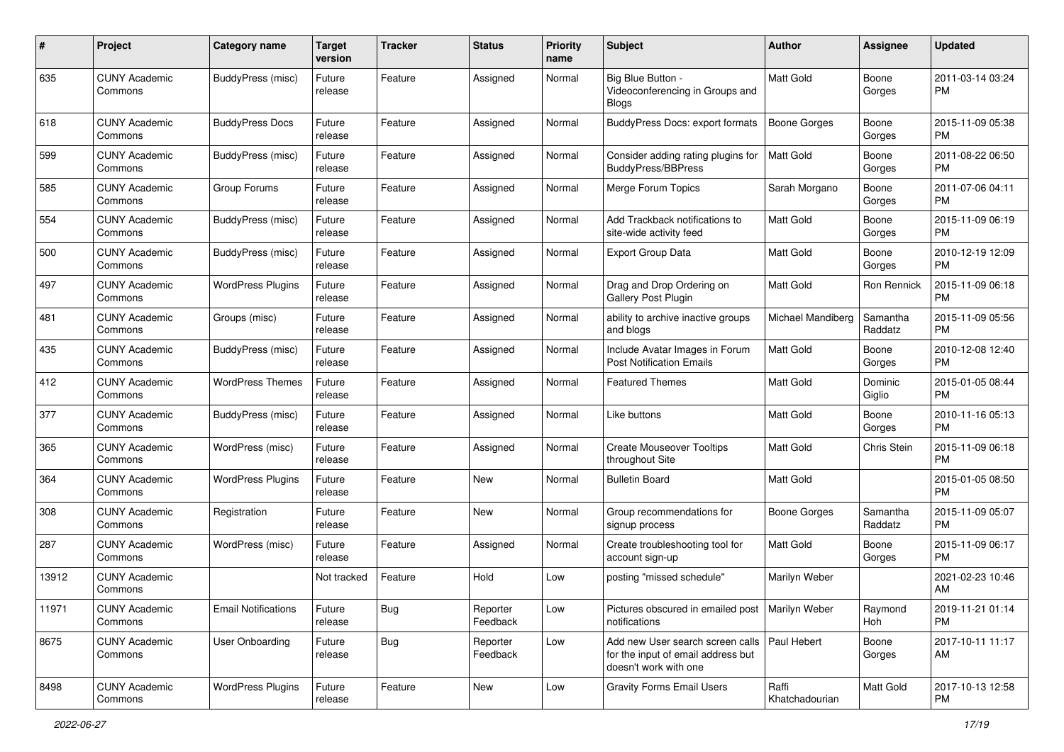| # | Project | Category name | Target version | Tracker | Status | Priority name | Subject | Author | Assignee | Updated |
|---|---|---|---|---|---|---|---|---|---|---|
| 635 | CUNY Academic Commons | BuddyPress (misc) | Future release | Feature | Assigned | Normal | Big Blue Button - Videoconferencing in Groups and Blogs | Matt Gold | Boone Gorges | 2011-03-14 03:24 PM |
| 618 | CUNY Academic Commons | BuddyPress Docs | Future release | Feature | Assigned | Normal | BuddyPress Docs: export formats | Boone Gorges | Boone Gorges | 2015-11-09 05:38 PM |
| 599 | CUNY Academic Commons | BuddyPress (misc) | Future release | Feature | Assigned | Normal | Consider adding rating plugins for BuddyPress/BBPress | Matt Gold | Boone Gorges | 2011-08-22 06:50 PM |
| 585 | CUNY Academic Commons | Group Forums | Future release | Feature | Assigned | Normal | Merge Forum Topics | Sarah Morgano | Boone Gorges | 2011-07-06 04:11 PM |
| 554 | CUNY Academic Commons | BuddyPress (misc) | Future release | Feature | Assigned | Normal | Add Trackback notifications to site-wide activity feed | Matt Gold | Boone Gorges | 2015-11-09 06:19 PM |
| 500 | CUNY Academic Commons | BuddyPress (misc) | Future release | Feature | Assigned | Normal | Export Group Data | Matt Gold | Boone Gorges | 2010-12-19 12:09 PM |
| 497 | CUNY Academic Commons | WordPress Plugins | Future release | Feature | Assigned | Normal | Drag and Drop Ordering on Gallery Post Plugin | Matt Gold | Ron Rennick | 2015-11-09 06:18 PM |
| 481 | CUNY Academic Commons | Groups (misc) | Future release | Feature | Assigned | Normal | ability to archive inactive groups and blogs | Michael Mandiberg | Samantha Raddatz | 2015-11-09 05:56 PM |
| 435 | CUNY Academic Commons | BuddyPress (misc) | Future release | Feature | Assigned | Normal | Include Avatar Images in Forum Post Notification Emails | Matt Gold | Boone Gorges | 2010-12-08 12:40 PM |
| 412 | CUNY Academic Commons | WordPress Themes | Future release | Feature | Assigned | Normal | Featured Themes | Matt Gold | Dominic Giglio | 2015-01-05 08:44 PM |
| 377 | CUNY Academic Commons | BuddyPress (misc) | Future release | Feature | Assigned | Normal | Like buttons | Matt Gold | Boone Gorges | 2010-11-16 05:13 PM |
| 365 | CUNY Academic Commons | WordPress (misc) | Future release | Feature | Assigned | Normal | Create Mouseover Tooltips throughout Site | Matt Gold | Chris Stein | 2015-11-09 06:18 PM |
| 364 | CUNY Academic Commons | WordPress Plugins | Future release | Feature | New | Normal | Bulletin Board | Matt Gold | | 2015-01-05 08:50 PM |
| 308 | CUNY Academic Commons | Registration | Future release | Feature | New | Normal | Group recommendations for signup process | Boone Gorges | Samantha Raddatz | 2015-11-09 05:07 PM |
| 287 | CUNY Academic Commons | WordPress (misc) | Future release | Feature | Assigned | Normal | Create troubleshooting tool for account sign-up | Matt Gold | Boone Gorges | 2015-11-09 06:17 PM |
| 13912 | CUNY Academic Commons | | Not tracked | Feature | Hold | Low | posting "missed schedule" | Marilyn Weber | | 2021-02-23 10:46 AM |
| 11971 | CUNY Academic Commons | Email Notifications | Future release | Bug | Reporter Feedback | Low | Pictures obscured in emailed post notifications | Marilyn Weber | Raymond Hoh | 2019-11-21 01:14 PM |
| 8675 | CUNY Academic Commons | User Onboarding | Future release | Bug | Reporter Feedback | Low | Add new User search screen calls for the input of email address but doesn't work with one | Paul Hebert | Boone Gorges | 2017-10-11 11:17 AM |
| 8498 | CUNY Academic Commons | WordPress Plugins | Future release | Feature | New | Low | Gravity Forms Email Users | Raffi Khatchadourian | Matt Gold | 2017-10-13 12:58 PM |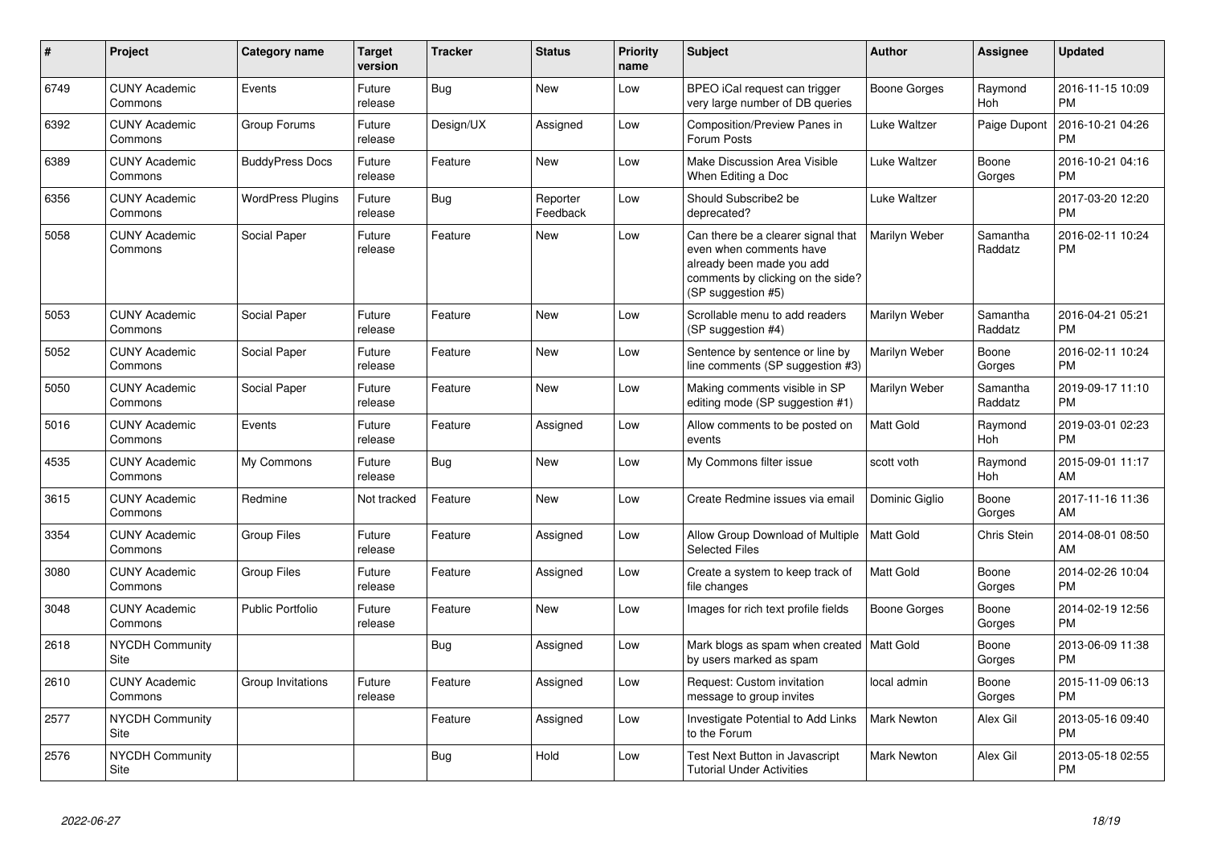| # | Project | Category name | Target version | Tracker | Status | Priority name | Subject | Author | Assignee | Updated |
|---|---|---|---|---|---|---|---|---|---|---|
| 6749 | CUNY Academic Commons | Events | Future release | Bug | New | Low | BPEO iCal request can trigger very large number of DB queries | Boone Gorges | Raymond Hoh | 2016-11-15 10:09 PM |
| 6392 | CUNY Academic Commons | Group Forums | Future release | Design/UX | Assigned | Low | Composition/Preview Panes in Forum Posts | Luke Waltzer | Paige Dupont | 2016-10-21 04:26 PM |
| 6389 | CUNY Academic Commons | BuddyPress Docs | Future release | Feature | New | Low | Make Discussion Area Visible When Editing a Doc | Luke Waltzer | Boone Gorges | 2016-10-21 04:16 PM |
| 6356 | CUNY Academic Commons | WordPress Plugins | Future release | Bug | Reporter Feedback | Low | Should Subscribe2 be deprecated? | Luke Waltzer | | 2017-03-20 12:20 PM |
| 5058 | CUNY Academic Commons | Social Paper | Future release | Feature | New | Low | Can there be a clearer signal that even when comments have already been made you add comments by clicking on the side? (SP suggestion #5) | Marilyn Weber | Samantha Raddatz | 2016-02-11 10:24 PM |
| 5053 | CUNY Academic Commons | Social Paper | Future release | Feature | New | Low | Scrollable menu to add readers (SP suggestion #4) | Marilyn Weber | Samantha Raddatz | 2016-04-21 05:21 PM |
| 5052 | CUNY Academic Commons | Social Paper | Future release | Feature | New | Low | Sentence by sentence or line by line comments (SP suggestion #3) | Marilyn Weber | Boone Gorges | 2016-02-11 10:24 PM |
| 5050 | CUNY Academic Commons | Social Paper | Future release | Feature | New | Low | Making comments visible in SP editing mode (SP suggestion #1) | Marilyn Weber | Samantha Raddatz | 2019-09-17 11:10 PM |
| 5016 | CUNY Academic Commons | Events | Future release | Feature | Assigned | Low | Allow comments to be posted on events | Matt Gold | Raymond Hoh | 2019-03-01 02:23 PM |
| 4535 | CUNY Academic Commons | My Commons | Future release | Bug | New | Low | My Commons filter issue | scott voth | Raymond Hoh | 2015-09-01 11:17 AM |
| 3615 | CUNY Academic Commons | Redmine | Not tracked | Feature | New | Low | Create Redmine issues via email | Dominic Giglio | Boone Gorges | 2017-11-16 11:36 AM |
| 3354 | CUNY Academic Commons | Group Files | Future release | Feature | Assigned | Low | Allow Group Download of Multiple Selected Files | Matt Gold | Chris Stein | 2014-08-01 08:50 AM |
| 3080 | CUNY Academic Commons | Group Files | Future release | Feature | Assigned | Low | Create a system to keep track of file changes | Matt Gold | Boone Gorges | 2014-02-26 10:04 PM |
| 3048 | CUNY Academic Commons | Public Portfolio | Future release | Feature | New | Low | Images for rich text profile fields | Boone Gorges | Boone Gorges | 2014-02-19 12:56 PM |
| 2618 | NYCDH Community Site | | | Bug | Assigned | Low | Mark blogs as spam when created by users marked as spam | Matt Gold | Boone Gorges | 2013-06-09 11:38 PM |
| 2610 | CUNY Academic Commons | Group Invitations | Future release | Feature | Assigned | Low | Request: Custom invitation message to group invites | local admin | Boone Gorges | 2015-11-09 06:13 PM |
| 2577 | NYCDH Community Site | | | Feature | Assigned | Low | Investigate Potential to Add Links to the Forum | Mark Newton | Alex Gil | 2013-05-16 09:40 PM |
| 2576 | NYCDH Community Site | | | Bug | Hold | Low | Test Next Button in Javascript Tutorial Under Activities | Mark Newton | Alex Gil | 2013-05-18 02:55 PM |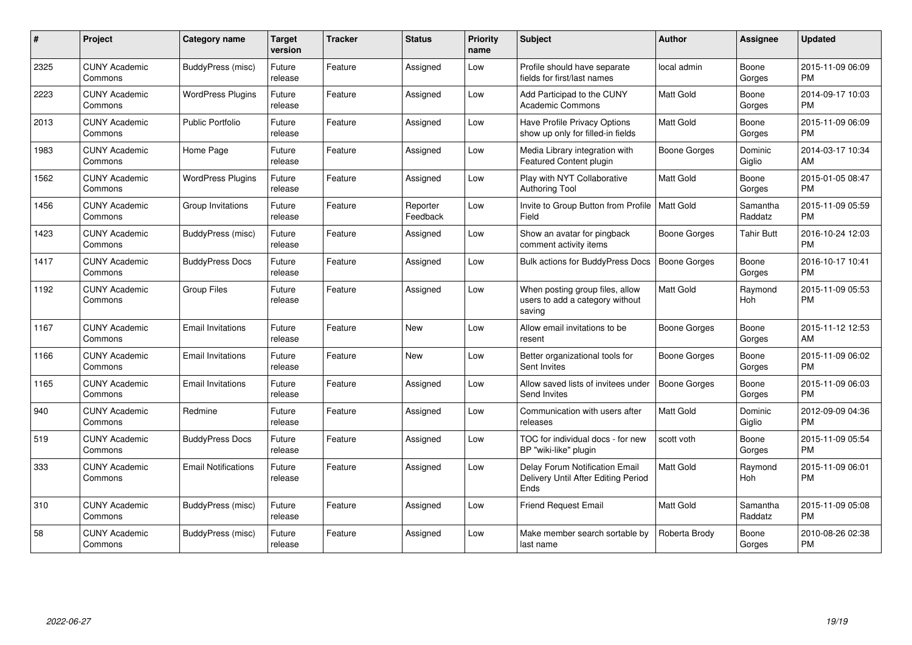| # | Project | Category name | Target version | Tracker | Status | Priority name | Subject | Author | Assignee | Updated |
|---|---|---|---|---|---|---|---|---|---|---|
| 2325 | CUNY Academic Commons | BuddyPress (misc) | Future release | Feature | Assigned | Low | Profile should have separate fields for first/last names | local admin | Boone Gorges | 2015-11-09 06:09 PM |
| 2223 | CUNY Academic Commons | WordPress Plugins | Future release | Feature | Assigned | Low | Add Participad to the CUNY Academic Commons | Matt Gold | Boone Gorges | 2014-09-17 10:03 PM |
| 2013 | CUNY Academic Commons | Public Portfolio | Future release | Feature | Assigned | Low | Have Profile Privacy Options show up only for filled-in fields | Matt Gold | Boone Gorges | 2015-11-09 06:09 PM |
| 1983 | CUNY Academic Commons | Home Page | Future release | Feature | Assigned | Low | Media Library integration with Featured Content plugin | Boone Gorges | Dominic Giglio | 2014-03-17 10:34 AM |
| 1562 | CUNY Academic Commons | WordPress Plugins | Future release | Feature | Assigned | Low | Play with NYT Collaborative Authoring Tool | Matt Gold | Boone Gorges | 2015-01-05 08:47 PM |
| 1456 | CUNY Academic Commons | Group Invitations | Future release | Feature | Reporter Feedback | Low | Invite to Group Button from Profile Field | Matt Gold | Samantha Raddatz | 2015-11-09 05:59 PM |
| 1423 | CUNY Academic Commons | BuddyPress (misc) | Future release | Feature | Assigned | Low | Show an avatar for pingback comment activity items | Boone Gorges | Tahir Butt | 2016-10-24 12:03 PM |
| 1417 | CUNY Academic Commons | BuddyPress Docs | Future release | Feature | Assigned | Low | Bulk actions for BuddyPress Docs | Boone Gorges | Boone Gorges | 2016-10-17 10:41 PM |
| 1192 | CUNY Academic Commons | Group Files | Future release | Feature | Assigned | Low | When posting group files, allow users to add a category without saving | Matt Gold | Raymond Hoh | 2015-11-09 05:53 PM |
| 1167 | CUNY Academic Commons | Email Invitations | Future release | Feature | New | Low | Allow email invitations to be resent | Boone Gorges | Boone Gorges | 2015-11-12 12:53 AM |
| 1166 | CUNY Academic Commons | Email Invitations | Future release | Feature | New | Low | Better organizational tools for Sent Invites | Boone Gorges | Boone Gorges | 2015-11-09 06:02 PM |
| 1165 | CUNY Academic Commons | Email Invitations | Future release | Feature | Assigned | Low | Allow saved lists of invitees under Send Invites | Boone Gorges | Boone Gorges | 2015-11-09 06:03 PM |
| 940 | CUNY Academic Commons | Redmine | Future release | Feature | Assigned | Low | Communication with users after releases | Matt Gold | Dominic Giglio | 2012-09-09 04:36 PM |
| 519 | CUNY Academic Commons | BuddyPress Docs | Future release | Feature | Assigned | Low | TOC for individual docs - for new BP "wiki-like" plugin | scott voth | Boone Gorges | 2015-11-09 05:54 PM |
| 333 | CUNY Academic Commons | Email Notifications | Future release | Feature | Assigned | Low | Delay Forum Notification Email Delivery Until After Editing Period Ends | Matt Gold | Raymond Hoh | 2015-11-09 06:01 PM |
| 310 | CUNY Academic Commons | BuddyPress (misc) | Future release | Feature | Assigned | Low | Friend Request Email | Matt Gold | Samantha Raddatz | 2015-11-09 05:08 PM |
| 58 | CUNY Academic Commons | BuddyPress (misc) | Future release | Feature | Assigned | Low | Make member search sortable by last name | Roberta Brody | Boone Gorges | 2010-08-26 02:38 PM |